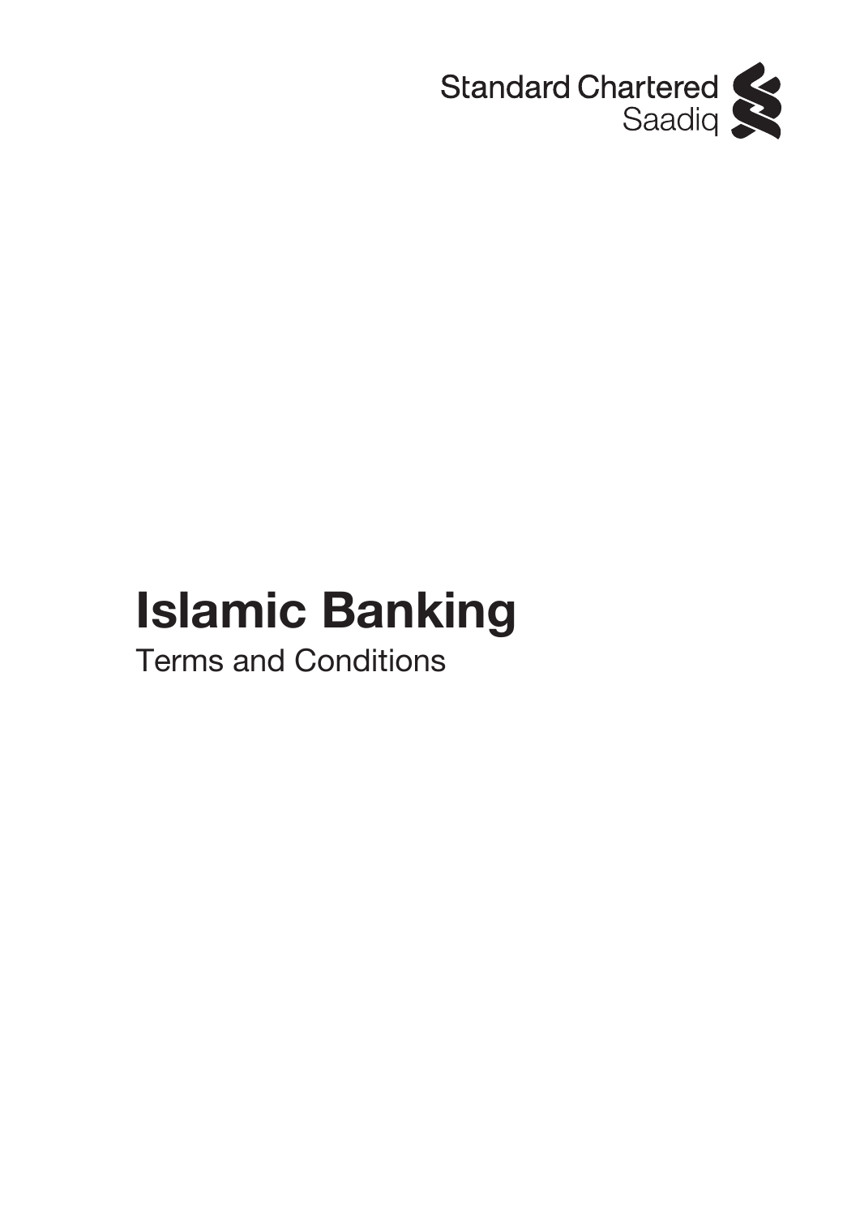Standard Chartered
Saadiq

# Islamic Banking

Terms and Conditions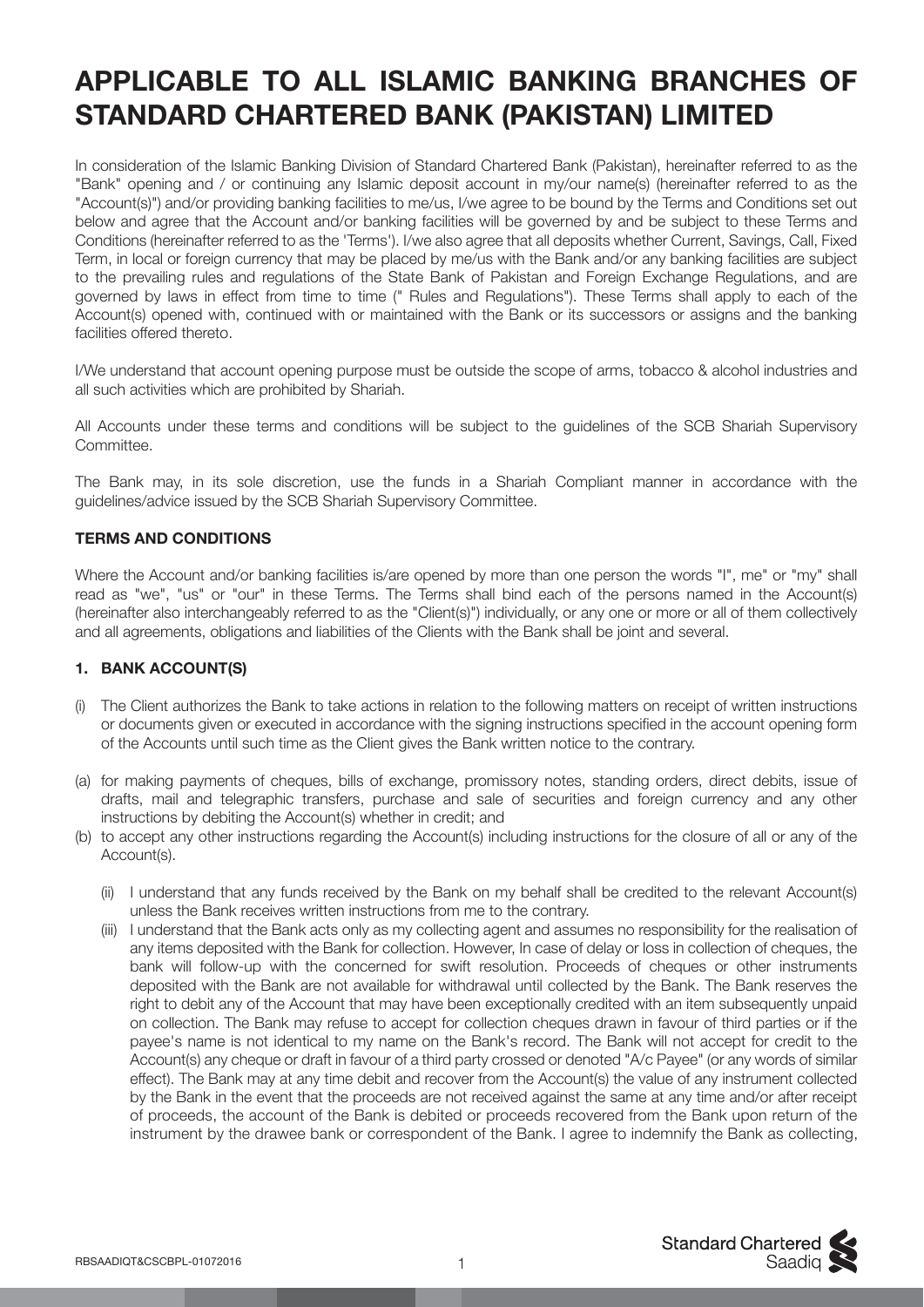# APPLICABLE TO ALL ISLAMIC BANKING BRANCHES OF STANDARD CHARTERED BANK (PAKISTAN) LIMITED

In consideration of the Islamic Banking Division of Standard Chartered Bank (Pakistan), hereinafter referred to as the "Bank" opening and / or continuing any Islamic deposit account in my/our name(s) (hereinafter referred to as the "Account(s)") and/or providing banking facilities to me/us, I/we agree to be bound by the Terms and Conditions set out below and agree that the Account and/or banking facilities will be governed by and be subject to these Terms and Conditions (hereinafter referred to as the 'Terms'). I/we also agree that all deposits whether Current, Savings, Call, Fixed Term, in local or foreign currency that may be placed by me/us with the Bank and/or any banking facilities are subject to the prevailing rules and regulations of the State Bank of Pakistan and Foreign Exchange Regulations, and are governed by laws in effect from time to time (" Rules and Regulations"). These Terms shall apply to each of the Account(s) opened with, continued with or maintained with the Bank or its successors or assigns and the banking facilities offered thereto.

I/We understand that account opening purpose must be outside the scope of arms, tobacco & alcohol industries and all such activities which are prohibited by Shariah.

All Accounts under these terms and conditions will be subject to the guidelines of the SCB Shariah Supervisory Committee.

The Bank may, in its sole discretion, use the funds in a Shariah Compliant manner in accordance with the guidelines/advice issued by the SCB Shariah Supervisory Committee.

**TERMS AND CONDITIONS**

Where the Account and/or banking facilities is/are opened by more than one person the words "I", me" or "my" shall read as "we", "us" or "our" in these Terms. The Terms shall bind each of the persons named in the Account(s) (hereinafter also interchangeably referred to as the "Client(s)") individually, or any one or more or all of them collectively and all agreements, obligations and liabilities of the Clients with the Bank shall be joint and several.

**1. BANK ACCOUNT(S)**

(i) The Client authorizes the Bank to take actions in relation to the following matters on receipt of written instructions or documents given or executed in accordance with the signing instructions specified in the account opening form of the Accounts until such time as the Client gives the Bank written notice to the contrary.

(a) for making payments of cheques, bills of exchange, promissory notes, standing orders, direct debits, issue of drafts, mail and telegraphic transfers, purchase and sale of securities and foreign currency and any other instructions by debiting the Account(s) whether in credit; and

(b) to accept any other instructions regarding the Account(s) including instructions for the closure of all or any of the Account(s).

(ii) I understand that any funds received by the Bank on my behalf shall be credited to the relevant Account(s) unless the Bank receives written instructions from me to the contrary.

(iii) I understand that the Bank acts only as my collecting agent and assumes no responsibility for the realisation of any items deposited with the Bank for collection. However, In case of delay or loss in collection of cheques, the bank will follow-up with the concerned for swift resolution. Proceeds of cheques or other instruments deposited with the Bank are not available for withdrawal until collected by the Bank. The Bank reserves the right to debit any of the Account that may have been exceptionally credited with an item subsequently unpaid on collection. The Bank may refuse to accept for collection cheques drawn in favour of third parties or if the payee's name is not identical to my name on the Bank's record. The Bank will not accept for credit to the Account(s) any cheque or draft in favour of a third party crossed or denoted "A/c Payee" (or any words of similar effect). The Bank may at any time debit and recover from the Account(s) the value of any instrument collected by the Bank in the event that the proceeds are not received against the same at any time and/or after receipt of proceeds, the account of the Bank is debited or proceeds recovered from the Bank upon return of the instrument by the drawee bank or correspondent of the Bank. I agree to indemnify the Bank as collecting,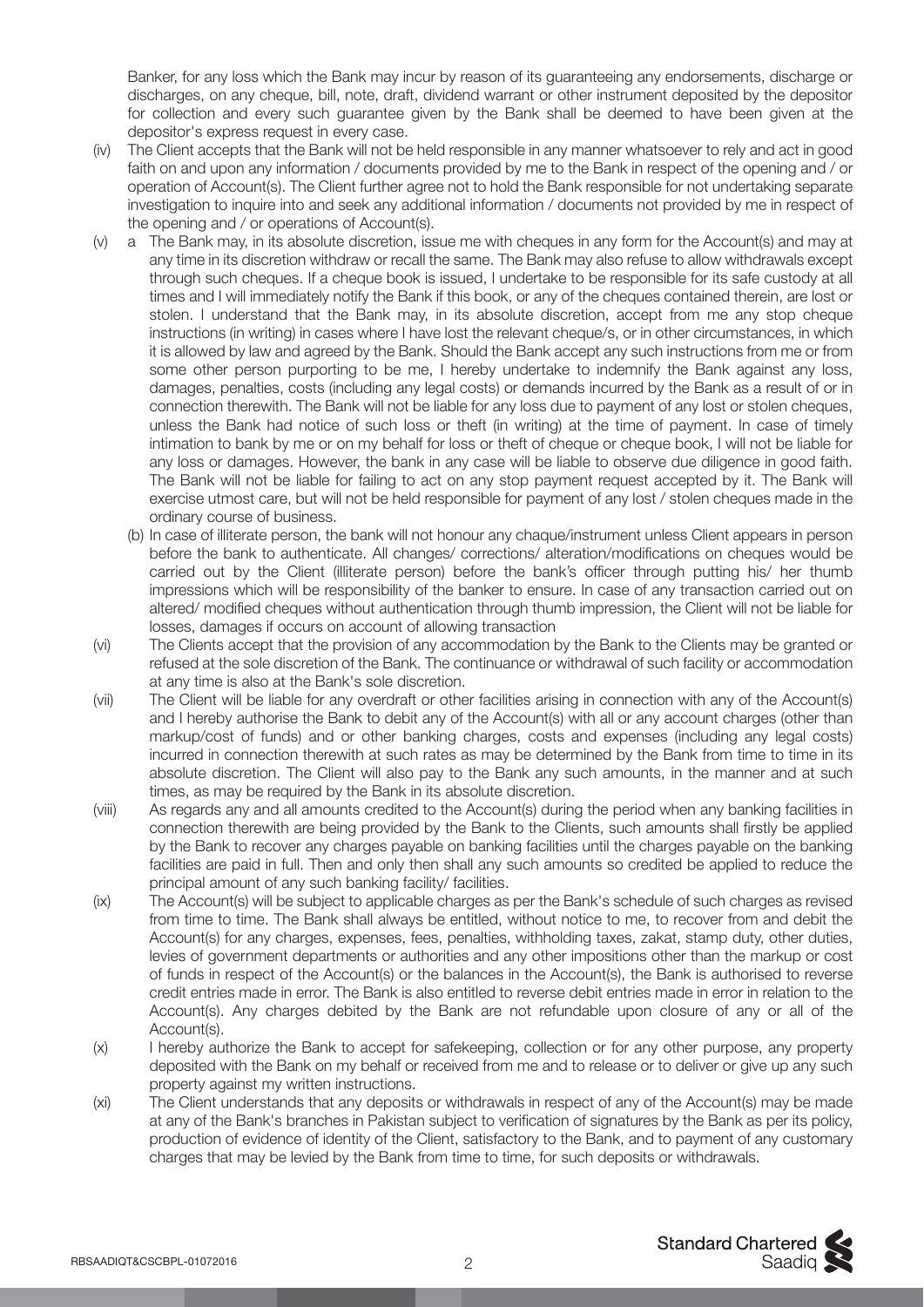Banker, for any loss which the Bank may incur by reason of its guaranteeing any endorsements, discharge or discharges, on any cheque, bill, note, draft, dividend warrant or other instrument deposited by the depositor for collection and every such guarantee given by the Bank shall be deemed to have been given at the depositor's express request in every case.

(iv) The Client accepts that the Bank will not be held responsible in any manner whatsoever to rely and act in good faith on and upon any information / documents provided by me to the Bank in respect of the opening and / or operation of Account(s). The Client further agree not to hold the Bank responsible for not undertaking separate investigation to inquire into and seek any additional information / documents not provided by me in respect of the opening and / or operations of Account(s).

(v) a The Bank may, in its absolute discretion, issue me with cheques in any form for the Account(s) and may at any time in its discretion withdraw or recall the same. The Bank may also refuse to allow withdrawals except through such cheques. If a cheque book is issued, I undertake to be responsible for its safe custody at all times and I will immediately notify the Bank if this book, or any of the cheques contained therein, are lost or stolen. I understand that the Bank may, in its absolute discretion, accept from me any stop cheque instructions (in writing) in cases where I have lost the relevant cheque/s, or in other circumstances, in which it is allowed by law and agreed by the Bank. Should the Bank accept any such instructions from me or from some other person purporting to be me, I hereby undertake to indemnify the Bank against any loss, damages, penalties, costs (including any legal costs) or demands incurred by the Bank as a result of or in connection therewith. The Bank will not be liable for any loss due to payment of any lost or stolen cheques, unless the Bank had notice of such loss or theft (in writing) at the time of payment. In case of timely intimation to bank by me or on my behalf for loss or theft of cheque or cheque book, I will not be liable for any loss or damages. However, the bank in any case will be liable to observe due diligence in good faith. The Bank will not be liable for failing to act on any stop payment request accepted by it. The Bank will exercise utmost care, but will not be held responsible for payment of any lost / stolen cheques made in the ordinary course of business.

(b) In case of illiterate person, the bank will not honour any chaque/instrument unless Client appears in person before the bank to authenticate. All changes/ corrections/ alteration/modifications on cheques would be carried out by the Client (illiterate person) before the bank's officer through putting his/ her thumb impressions which will be responsibility of the banker to ensure. In case of any transaction carried out on altered/ modified cheques without authentication through thumb impression, the Client will not be liable for losses, damages if occurs on account of allowing transaction

(vi) The Clients accept that the provision of any accommodation by the Bank to the Clients may be granted or refused at the sole discretion of the Bank. The continuance or withdrawal of such facility or accommodation at any time is also at the Bank's sole discretion.

(vii) The Client will be liable for any overdraft or other facilities arising in connection with any of the Account(s) and I hereby authorise the Bank to debit any of the Account(s) with all or any account charges (other than markup/cost of funds) and or other banking charges, costs and expenses (including any legal costs) incurred in connection therewith at such rates as may be determined by the Bank from time to time in its absolute discretion. The Client will also pay to the Bank any such amounts, in the manner and at such times, as may be required by the Bank in its absolute discretion.

(viii) As regards any and all amounts credited to the Account(s) during the period when any banking facilities in connection therewith are being provided by the Bank to the Clients, such amounts shall firstly be applied by the Bank to recover any charges payable on banking facilities until the charges payable on the banking facilities are paid in full. Then and only then shall any such amounts so credited be applied to reduce the principal amount of any such banking facility/ facilities.

(ix) The Account(s) will be subject to applicable charges as per the Bank's schedule of such charges as revised from time to time. The Bank shall always be entitled, without notice to me, to recover from and debit the Account(s) for any charges, expenses, fees, penalties, withholding taxes, zakat, stamp duty, other duties, levies of government departments or authorities and any other impositions other than the markup or cost of funds in respect of the Account(s) or the balances in the Account(s), the Bank is authorised to reverse credit entries made in error. The Bank is also entitled to reverse debit entries made in error in relation to the Account(s). Any charges debited by the Bank are not refundable upon closure of any or all of the Account(s).

(x) I hereby authorize the Bank to accept for safekeeping, collection or for any other purpose, any property deposited with the Bank on my behalf or received from me and to release or to deliver or give up any such property against my written instructions.

(xi) The Client understands that any deposits or withdrawals in respect of any of the Account(s) may be made at any of the Bank's branches in Pakistan subject to verification of signatures by the Bank as per its policy, production of evidence of identity of the Client, satisfactory to the Bank, and to payment of any customary charges that may be levied by the Bank from time to time, for such deposits or withdrawals.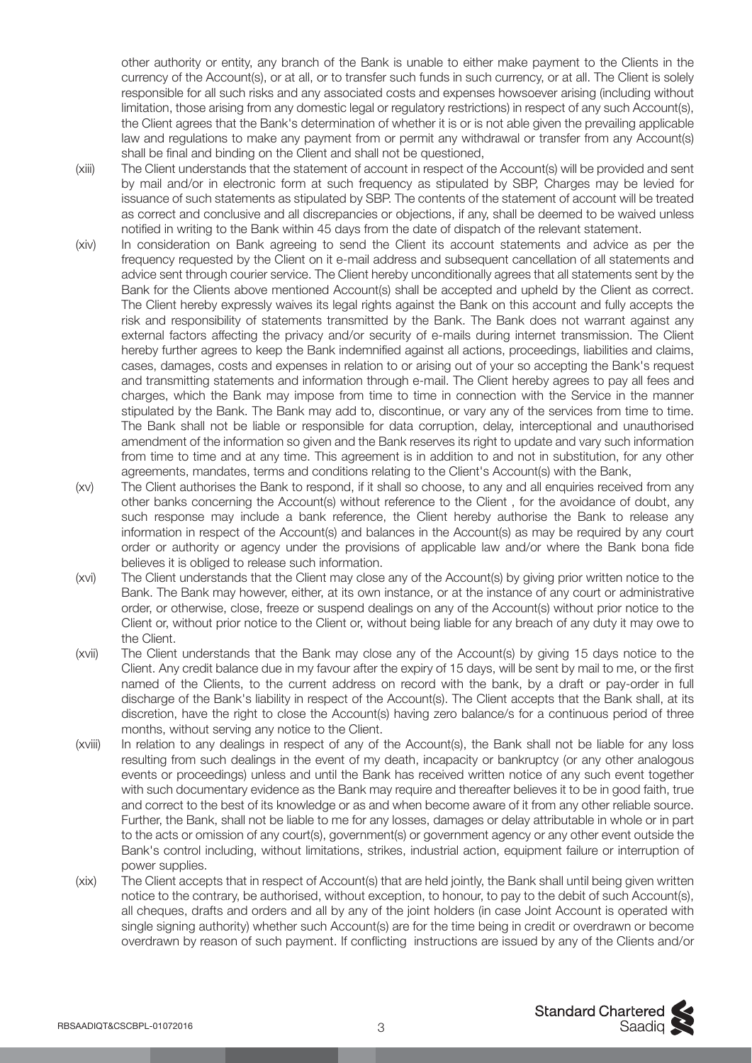other authority or entity, any branch of the Bank is unable to either make payment to the Clients in the currency of the Account(s), or at all, or to transfer such funds in such currency, or at all. The Client is solely responsible for all such risks and any associated costs and expenses howsoever arising (including without limitation, those arising from any domestic legal or regulatory restrictions) in respect of any such Account(s), the Client agrees that the Bank's determination of whether it is or is not able given the prevailing applicable law and regulations to make any payment from or permit any withdrawal or transfer from any Account(s) shall be final and binding on the Client and shall not be questioned,

(xiii) The Client understands that the statement of account in respect of the Account(s) will be provided and sent by mail and/or in electronic form at such frequency as stipulated by SBP, Charges may be levied for issuance of such statements as stipulated by SBP. The contents of the statement of account will be treated as correct and conclusive and all discrepancies or objections, if any, shall be deemed to be waived unless notified in writing to the Bank within 45 days from the date of dispatch of the relevant statement.

(xiv) In consideration on Bank agreeing to send the Client its account statements and advice as per the frequency requested by the Client on it e-mail address and subsequent cancellation of all statements and advice sent through courier service. The Client hereby unconditionally agrees that all statements sent by the Bank for the Clients above mentioned Account(s) shall be accepted and upheld by the Client as correct. The Client hereby expressly waives its legal rights against the Bank on this account and fully accepts the risk and responsibility of statements transmitted by the Bank. The Bank does not warrant against any external factors affecting the privacy and/or security of e-mails during internet transmission. The Client hereby further agrees to keep the Bank indemnified against all actions, proceedings, liabilities and claims, cases, damages, costs and expenses in relation to or arising out of your so accepting the Bank's request and transmitting statements and information through e-mail. The Client hereby agrees to pay all fees and charges, which the Bank may impose from time to time in connection with the Service in the manner stipulated by the Bank. The Bank may add to, discontinue, or vary any of the services from time to time. The Bank shall not be liable or responsible for data corruption, delay, interceptional and unauthorised amendment of the information so given and the Bank reserves its right to update and vary such information from time to time and at any time. This agreement is in addition to and not in substitution, for any other agreements, mandates, terms and conditions relating to the Client's Account(s) with the Bank,

(xv) The Client authorises the Bank to respond, if it shall so choose, to any and all enquiries received from any other banks concerning the Account(s) without reference to the Client , for the avoidance of doubt, any such response may include a bank reference, the Client hereby authorise the Bank to release any information in respect of the Account(s) and balances in the Account(s) as may be required by any court order or authority or agency under the provisions of applicable law and/or where the Bank bona fide believes it is obliged to release such information.

(xvi) The Client understands that the Client may close any of the Account(s) by giving prior written notice to the Bank. The Bank may however, either, at its own instance, or at the instance of any court or administrative order, or otherwise, close, freeze or suspend dealings on any of the Account(s) without prior notice to the Client or, without prior notice to the Client or, without being liable for any breach of any duty it may owe to the Client.

(xvii) The Client understands that the Bank may close any of the Account(s) by giving 15 days notice to the Client. Any credit balance due in my favour after the expiry of 15 days, will be sent by mail to me, or the first named of the Clients, to the current address on record with the bank, by a draft or pay-order in full discharge of the Bank's liability in respect of the Account(s). The Client accepts that the Bank shall, at its discretion, have the right to close the Account(s) having zero balance/s for a continuous period of three months, without serving any notice to the Client.

(xviii) In relation to any dealings in respect of any of the Account(s), the Bank shall not be liable for any loss resulting from such dealings in the event of my death, incapacity or bankruptcy (or any other analogous events or proceedings) unless and until the Bank has received written notice of any such event together with such documentary evidence as the Bank may require and thereafter believes it to be in good faith, true and correct to the best of its knowledge or as and when become aware of it from any other reliable source. Further, the Bank, shall not be liable to me for any losses, damages or delay attributable in whole or in part to the acts or omission of any court(s), government(s) or government agency or any other event outside the Bank's control including, without limitations, strikes, industrial action, equipment failure or interruption of power supplies.

(xix) The Client accepts that in respect of Account(s) that are held jointly, the Bank shall until being given written notice to the contrary, be authorised, without exception, to honour, to pay to the debit of such Account(s), all cheques, drafts and orders and all by any of the joint holders (in case Joint Account is operated with single signing authority) whether such Account(s) are for the time being in credit or overdrawn or become overdrawn by reason of such payment. If conflicting instructions are issued by any of the Clients and/or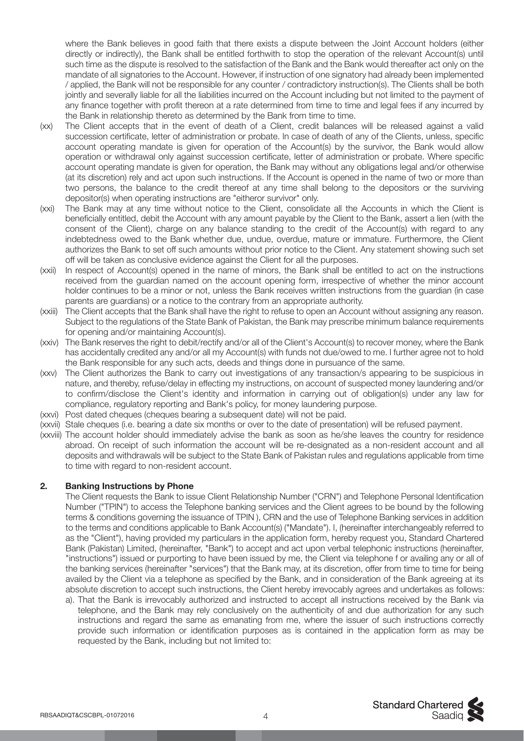where the Bank believes in good faith that there exists a dispute between the Joint Account holders (either directly or indirectly), the Bank shall be entitled forthwith to stop the operation of the relevant Account(s) until such time as the dispute is resolved to the satisfaction of the Bank and the Bank would thereafter act only on the mandate of all signatories to the Account. However, if instruction of one signatory had already been implemented / applied, the Bank will not be responsible for any counter / contradictory instruction(s). The Clients shall be both jointly and severally liable for all the liabilities incurred on the Account including but not limited to the payment of any finance together with profit thereon at a rate determined from time to time and legal fees if any incurred by the Bank in relationship thereto as determined by the Bank from time to time.

(xx) The Client accepts that in the event of death of a Client, credit balances will be released against a valid succession certificate, letter of administration or probate. In case of death of any of the Clients, unless, specific account operating mandate is given for operation of the Account(s) by the survivor, the Bank would allow operation or withdrawal only against succession certificate, letter of administration or probate. Where specific account operating mandate is given for operation, the Bank may without any obligations legal and/or otherwise (at its discretion) rely and act upon such instructions. If the Account is opened in the name of two or more than two persons, the balance to the credit thereof at any time shall belong to the depositors or the surviving depositor(s) when operating instructions are "eitheror survivor" only.

(xxi) The Bank may at any time without notice to the Client, consolidate all the Accounts in which the Client is beneficially entitled, debit the Account with any amount payable by the Client to the Bank, assert a lien (with the consent of the Client), charge on any balance standing to the credit of the Account(s) with regard to any indebtedness owed to the Bank whether due, undue, overdue, mature or immature. Furthermore, the Client authorizes the Bank to set off such amounts without prior notice to the Client. Any statement showing such set off will be taken as conclusive evidence against the Client for all the purposes.

(xxii) In respect of Account(s) opened in the name of minors, the Bank shall be entitled to act on the instructions received from the guardian named on the account opening form, irrespective of whether the minor account holder continues to be a minor or not, unless the Bank receives written instructions from the guardian (in case parents are guardians) or a notice to the contrary from an appropriate authority.

(xxiii) The Client accepts that the Bank shall have the right to refuse to open an Account without assigning any reason. Subject to the regulations of the State Bank of Pakistan, the Bank may prescribe minimum balance requirements for opening and/or maintaining Account(s).

(xxiv) The Bank reserves the right to debit/rectify and/or all of the Client's Account(s) to recover money, where the Bank has accidentally credited any and/or all my Account(s) with funds not due/owed to me. I further agree not to hold the Bank responsible for any such acts, deeds and things done in pursuance of the same.

(xxv) The Client authorizes the Bank to carry out investigations of any transaction/s appearing to be suspicious in nature, and thereby, refuse/delay in effecting my instructions, on account of suspected money laundering and/or to confirm/disclose the Client's identity and information in carrying out of obligation(s) under any law for compliance, regulatory reporting and Bank's policy, for money laundering purpose.

(xxvi) Post dated cheques (cheques bearing a subsequent date) will not be paid.

(xxvii) Stale cheques (i.e. bearing a date six months or over to the date of presentation) will be refused payment.

(xxviii) The account holder should immediately advise the bank as soon as he/she leaves the country for residence abroad. On receipt of such information the account will be re-designated as a non-resident account and all deposits and withdrawals will be subject to the State Bank of Pakistan rules and regulations applicable from time to time with regard to non-resident account.

## 2. Banking Instructions by Phone

The Client requests the Bank to issue Client Relationship Number ("CRN") and Telephone Personal Identification Number ("TPIN") to access the Telephone banking services and the Client agrees to be bound by the following terms & conditions governing the issuance of TPIN ), CRN and the use of Telephone Banking services in addition to the terms and conditions applicable to Bank Account(s) ("Mandate"). I, (hereinafter interchangeably referred to as the "Client"), having provided my particulars in the application form, hereby request you, Standard Chartered Bank (Pakistan) Limited, (hereinafter, "Bank") to accept and act upon verbal telephonic instructions (hereinafter, "instructions") issued or purporting to have been issued by me, the Client via telephone f or availing any or all of the banking services (hereinafter "services") that the Bank may, at its discretion, offer from time to time for being availed by the Client via a telephone as specified by the Bank, and in consideration of the Bank agreeing at its absolute discretion to accept such instructions, the Client hereby irrevocably agrees and undertakes as follows:

a). That the Bank is irrevocably authorized and instructed to accept all instructions received by the Bank via telephone, and the Bank may rely conclusively on the authenticity of and due authorization for any such instructions and regard the same as emanating from me, where the issuer of such instructions correctly provide such information or identification purposes as is contained in the application form as may be requested by the Bank, including but not limited to: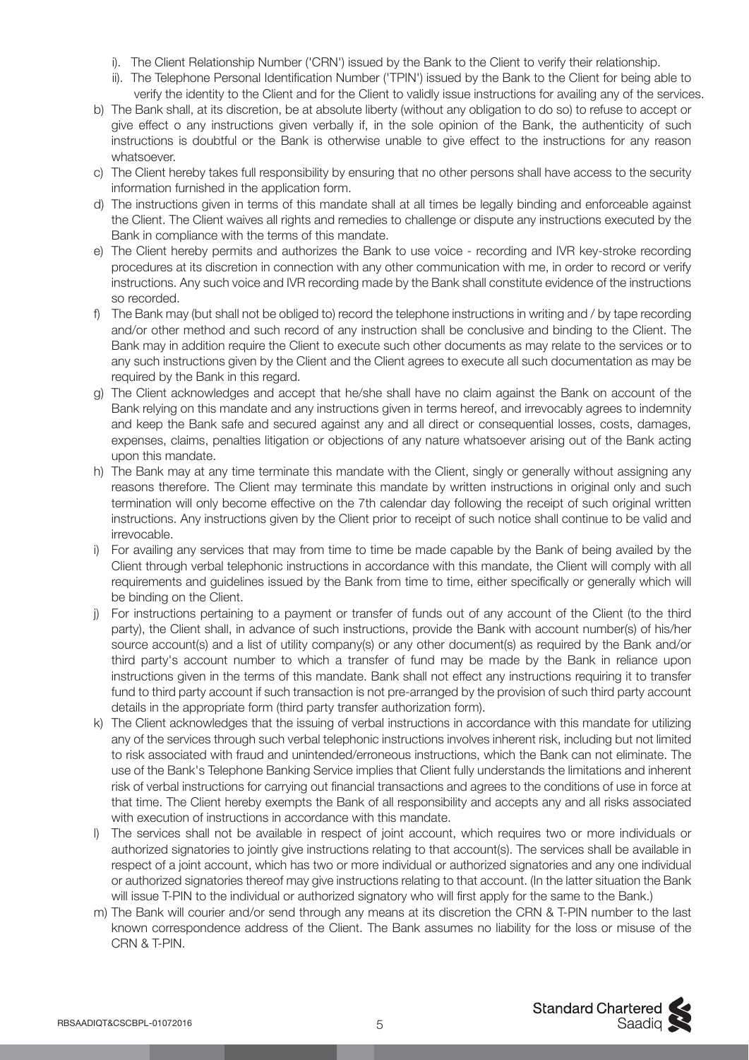i). The Client Relationship Number ('CRN') issued by the Bank to the Client to verify their relationship.

ii). The Telephone Personal Identification Number ('TPIN') issued by the Bank to the Client for being able to verify the identity to the Client and for the Client to validly issue instructions for availing any of the services.

b) The Bank shall, at its discretion, be at absolute liberty (without any obligation to do so) to refuse to accept or give effect o any instructions given verbally if, in the sole opinion of the Bank, the authenticity of such instructions is doubtful or the Bank is otherwise unable to give effect to the instructions for any reason whatsoever.

c) The Client hereby takes full responsibility by ensuring that no other persons shall have access to the security information furnished in the application form.

d) The instructions given in terms of this mandate shall at all times be legally binding and enforceable against the Client. The Client waives all rights and remedies to challenge or dispute any instructions executed by the Bank in compliance with the terms of this mandate.

e) The Client hereby permits and authorizes the Bank to use voice - recording and IVR key-stroke recording procedures at its discretion in connection with any other communication with me, in order to record or verify instructions. Any such voice and IVR recording made by the Bank shall constitute evidence of the instructions so recorded.

f) The Bank may (but shall not be obliged to) record the telephone instructions in writing and / by tape recording and/or other method and such record of any instruction shall be conclusive and binding to the Client. The Bank may in addition require the Client to execute such other documents as may relate to the services or to any such instructions given by the Client and the Client agrees to execute all such documentation as may be required by the Bank in this regard.

g) The Client acknowledges and accept that he/she shall have no claim against the Bank on account of the Bank relying on this mandate and any instructions given in terms hereof, and irrevocably agrees to indemnity and keep the Bank safe and secured against any and all direct or consequential losses, costs, damages, expenses, claims, penalties litigation or objections of any nature whatsoever arising out of the Bank acting upon this mandate.

h) The Bank may at any time terminate this mandate with the Client, singly or generally without assigning any reasons therefore. The Client may terminate this mandate by written instructions in original only and such termination will only become effective on the 7th calendar day following the receipt of such original written instructions. Any instructions given by the Client prior to receipt of such notice shall continue to be valid and irrevocable.

i) For availing any services that may from time to time be made capable by the Bank of being availed by the Client through verbal telephonic instructions in accordance with this mandate, the Client will comply with all requirements and guidelines issued by the Bank from time to time, either specifically or generally which will be binding on the Client.

j) For instructions pertaining to a payment or transfer of funds out of any account of the Client (to the third party), the Client shall, in advance of such instructions, provide the Bank with account number(s) of his/her source account(s) and a list of utility company(s) or any other document(s) as required by the Bank and/or third party's account number to which a transfer of fund may be made by the Bank in reliance upon instructions given in the terms of this mandate. Bank shall not effect any instructions requiring it to transfer fund to third party account if such transaction is not pre-arranged by the provision of such third party account details in the appropriate form (third party transfer authorization form).

k) The Client acknowledges that the issuing of verbal instructions in accordance with this mandate for utilizing any of the services through such verbal telephonic instructions involves inherent risk, including but not limited to risk associated with fraud and unintended/erroneous instructions, which the Bank can not eliminate. The use of the Bank's Telephone Banking Service implies that Client fully understands the limitations and inherent risk of verbal instructions for carrying out financial transactions and agrees to the conditions of use in force at that time. The Client hereby exempts the Bank of all responsibility and accepts any and all risks associated with execution of instructions in accordance with this mandate.

l) The services shall not be available in respect of joint account, which requires two or more individuals or authorized signatories to jointly give instructions relating to that account(s). The services shall be available in respect of a joint account, which has two or more individual or authorized signatories and any one individual or authorized signatories thereof may give instructions relating to that account. (In the latter situation the Bank will issue T-PIN to the individual or authorized signatory who will first apply for the same to the Bank.)

m) The Bank will courier and/or send through any means at its discretion the CRN & T-PIN number to the last known correspondence address of the Client. The Bank assumes no liability for the loss or misuse of the CRN & T-PIN.

RBSAADIQT&CSCBPL-01072016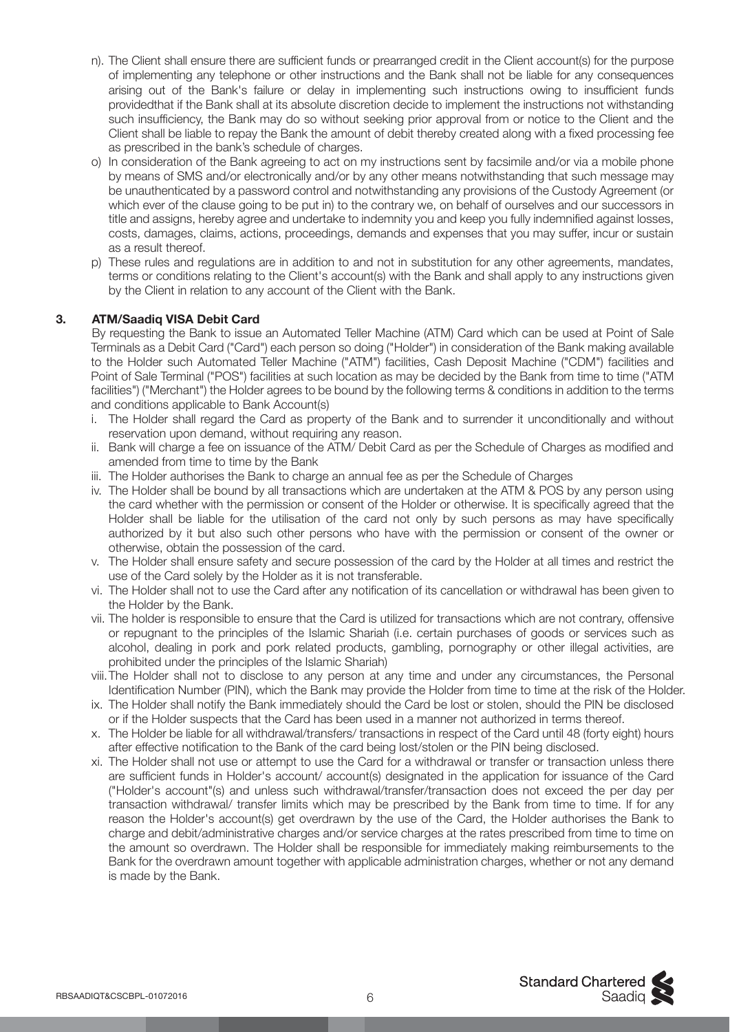n). The Client shall ensure there are sufficient funds or prearranged credit in the Client account(s) for the purpose of implementing any telephone or other instructions and the Bank shall not be liable for any consequences arising out of the Bank's failure or delay in implementing such instructions owing to insufficient funds providedthat if the Bank shall at its absolute discretion decide to implement the instructions not withstanding such insufficiency, the Bank may do so without seeking prior approval from or notice to the Client and the Client shall be liable to repay the Bank the amount of debit thereby created along with a fixed processing fee as prescribed in the bank's schedule of charges.

o) In consideration of the Bank agreeing to act on my instructions sent by facsimile and/or via a mobile phone by means of SMS and/or electronically and/or by any other means notwithstanding that such message may be unauthenticated by a password control and notwithstanding any provisions of the Custody Agreement (or which ever of the clause going to be put in) to the contrary we, on behalf of ourselves and our successors in title and assigns, hereby agree and undertake to indemnity you and keep you fully indemnified against losses, costs, damages, claims, actions, proceedings, demands and expenses that you may suffer, incur or sustain as a result thereof.

p) These rules and regulations are in addition to and not in substitution for any other agreements, mandates, terms or conditions relating to the Client's account(s) with the Bank and shall apply to any instructions given by the Client in relation to any account of the Client with the Bank.

## 3. ATM/Saadiq VISA Debit Card

By requesting the Bank to issue an Automated Teller Machine (ATM) Card which can be used at Point of Sale Terminals as a Debit Card ("Card") each person so doing ("Holder") in consideration of the Bank making available to the Holder such Automated Teller Machine ("ATM") facilities, Cash Deposit Machine ("CDM") facilities and Point of Sale Terminal ("POS") facilities at such location as may be decided by the Bank from time to time ("ATM facilities") ("Merchant") the Holder agrees to be bound by the following terms & conditions in addition to the terms and conditions applicable to Bank Account(s)

i. The Holder shall regard the Card as property of the Bank and to surrender it unconditionally and without reservation upon demand, without requiring any reason.

ii. Bank will charge a fee on issuance of the ATM/ Debit Card as per the Schedule of Charges as modified and amended from time to time by the Bank

iii. The Holder authorises the Bank to charge an annual fee as per the Schedule of Charges

iv. The Holder shall be bound by all transactions which are undertaken at the ATM & POS by any person using the card whether with the permission or consent of the Holder or otherwise. It is specifically agreed that the Holder shall be liable for the utilisation of the card not only by such persons as may have specifically authorized by it but also such other persons who have with the permission or consent of the owner or otherwise, obtain the possession of the card.

v. The Holder shall ensure safety and secure possession of the card by the Holder at all times and restrict the use of the Card solely by the Holder as it is not transferable.

vi. The Holder shall not to use the Card after any notification of its cancellation or withdrawal has been given to the Holder by the Bank.

vii. The holder is responsible to ensure that the Card is utilized for transactions which are not contrary, offensive or repugnant to the principles of the Islamic Shariah (i.e. certain purchases of goods or services such as alcohol, dealing in pork and pork related products, gambling, pornography or other illegal activities, are prohibited under the principles of the Islamic Shariah)

viii. The Holder shall not to disclose to any person at any time and under any circumstances, the Personal Identification Number (PIN), which the Bank may provide the Holder from time to time at the risk of the Holder.

ix. The Holder shall notify the Bank immediately should the Card be lost or stolen, should the PIN be disclosed or if the Holder suspects that the Card has been used in a manner not authorized in terms thereof.

x. The Holder be liable for all withdrawal/transfers/ transactions in respect of the Card until 48 (forty eight) hours after effective notification to the Bank of the card being lost/stolen or the PIN being disclosed.

xi. The Holder shall not use or attempt to use the Card for a withdrawal or transfer or transaction unless there are sufficient funds in Holder's account/ account(s) designated in the application for issuance of the Card ("Holder's account"(s) and unless such withdrawal/transfer/transaction does not exceed the per day per transaction withdrawal/ transfer limits which may be prescribed by the Bank from time to time. If for any reason the Holder's account(s) get overdrawn by the use of the Card, the Holder authorises the Bank to charge and debit/administrative charges and/or service charges at the rates prescribed from time to time on the amount so overdrawn. The Holder shall be responsible for immediately making reimbursements to the Bank for the overdrawn amount together with applicable administration charges, whether or not any demand is made by the Bank.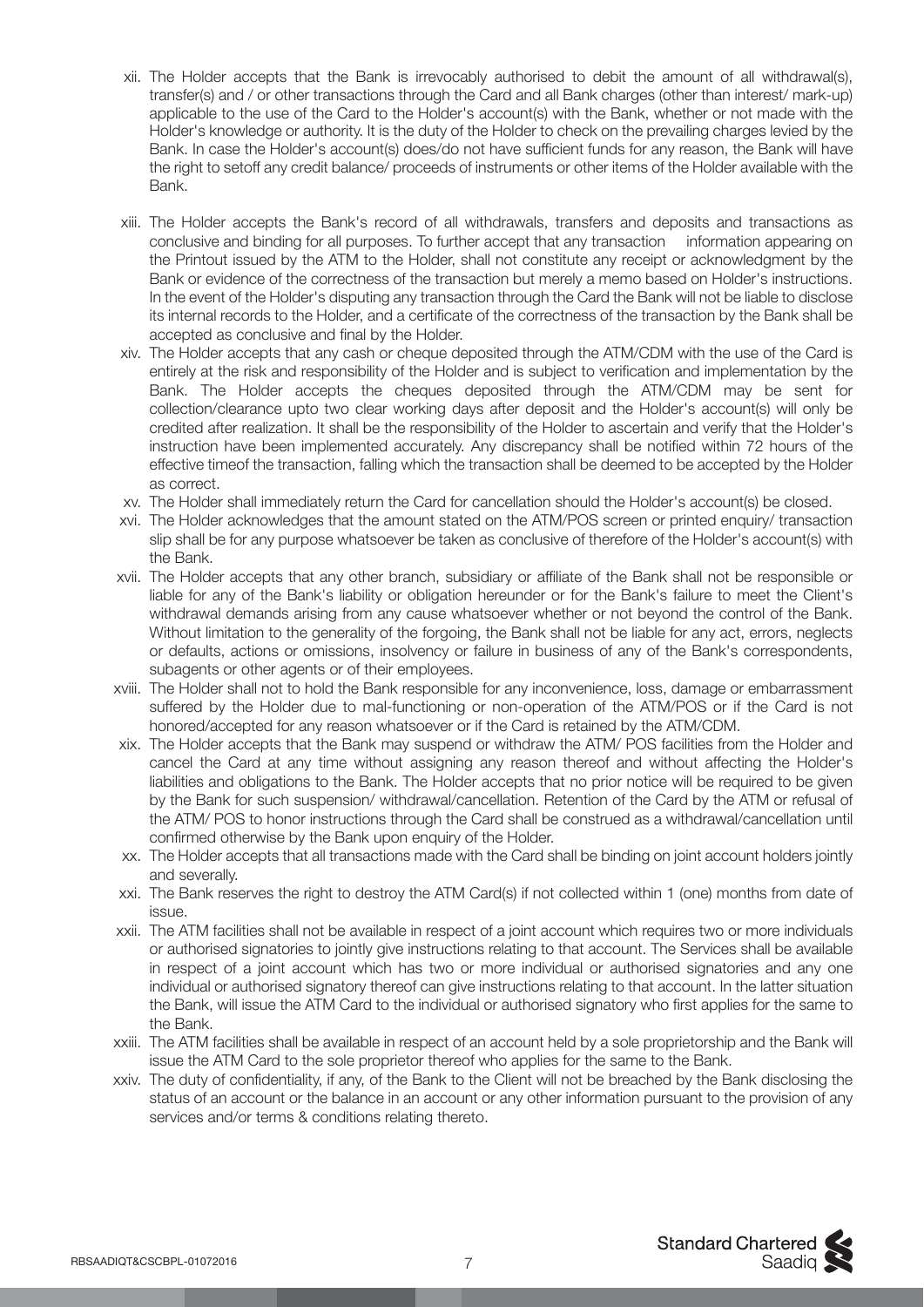xii. The Holder accepts that the Bank is irrevocably authorised to debit the amount of all withdrawal(s), transfer(s) and / or other transactions through the Card and all Bank charges (other than interest/ mark-up) applicable to the use of the Card to the Holder's account(s) with the Bank, whether or not made with the Holder's knowledge or authority. It is the duty of the Holder to check on the prevailing charges levied by the Bank. In case the Holder's account(s) does/do not have sufficient funds for any reason, the Bank will have the right to setoff any credit balance/ proceeds of instruments or other items of the Holder available with the Bank.

xiii. The Holder accepts the Bank's record of all withdrawals, transfers and deposits and transactions as conclusive and binding for all purposes. To further accept that any transaction information appearing on the Printout issued by the ATM to the Holder, shall not constitute any receipt or acknowledgment by the Bank or evidence of the correctness of the transaction but merely a memo based on Holder's instructions. In the event of the Holder's disputing any transaction through the Card the Bank will not be liable to disclose its internal records to the Holder, and a certificate of the correctness of the transaction by the Bank shall be accepted as conclusive and final by the Holder.

xiv. The Holder accepts that any cash or cheque deposited through the ATM/CDM with the use of the Card is entirely at the risk and responsibility of the Holder and is subject to verification and implementation by the Bank. The Holder accepts the cheques deposited through the ATM/CDM may be sent for collection/clearance upto two clear working days after deposit and the Holder's account(s) will only be credited after realization. It shall be the responsibility of the Holder to ascertain and verify that the Holder's instruction have been implemented accurately. Any discrepancy shall be notified within 72 hours of the effective timeof the transaction, falling which the transaction shall be deemed to be accepted by the Holder as correct.

xv. The Holder shall immediately return the Card for cancellation should the Holder's account(s) be closed.

xvi. The Holder acknowledges that the amount stated on the ATM/POS screen or printed enquiry/ transaction slip shall be for any purpose whatsoever be taken as conclusive of therefore of the Holder's account(s) with the Bank.

xvii. The Holder accepts that any other branch, subsidiary or affiliate of the Bank shall not be responsible or liable for any of the Bank's liability or obligation hereunder or for the Bank's failure to meet the Client's withdrawal demands arising from any cause whatsoever whether or not beyond the control of the Bank. Without limitation to the generality of the forgoing, the Bank shall not be liable for any act, errors, neglects or defaults, actions or omissions, insolvency or failure in business of any of the Bank's correspondents, subagents or other agents or of their employees.

xviii. The Holder shall not to hold the Bank responsible for any inconvenience, loss, damage or embarrassment suffered by the Holder due to mal-functioning or non-operation of the ATM/POS or if the Card is not honored/accepted for any reason whatsoever or if the Card is retained by the ATM/CDM.

xix. The Holder accepts that the Bank may suspend or withdraw the ATM/ POS facilities from the Holder and cancel the Card at any time without assigning any reason thereof and without affecting the Holder's liabilities and obligations to the Bank. The Holder accepts that no prior notice will be required to be given by the Bank for such suspension/ withdrawal/cancellation. Retention of the Card by the ATM or refusal of the ATM/ POS to honor instructions through the Card shall be construed as a withdrawal/cancellation until confirmed otherwise by the Bank upon enquiry of the Holder.

xx. The Holder accepts that all transactions made with the Card shall be binding on joint account holders jointly and severally.

xxi. The Bank reserves the right to destroy the ATM Card(s) if not collected within 1 (one) months from date of issue.

xxii. The ATM facilities shall not be available in respect of a joint account which requires two or more individuals or authorised signatories to jointly give instructions relating to that account. The Services shall be available in respect of a joint account which has two or more individual or authorised signatories and any one individual or authorised signatory thereof can give instructions relating to that account. In the latter situation the Bank, will issue the ATM Card to the individual or authorised signatory who first applies for the same to the Bank.

xxiii. The ATM facilities shall be available in respect of an account held by a sole proprietorship and the Bank will issue the ATM Card to the sole proprietor thereof who applies for the same to the Bank.

xxiv. The duty of confidentiality, if any, of the Bank to the Client will not be breached by the Bank disclosing the status of an account or the balance in an account or any other information pursuant to the provision of any services and/or terms & conditions relating thereto.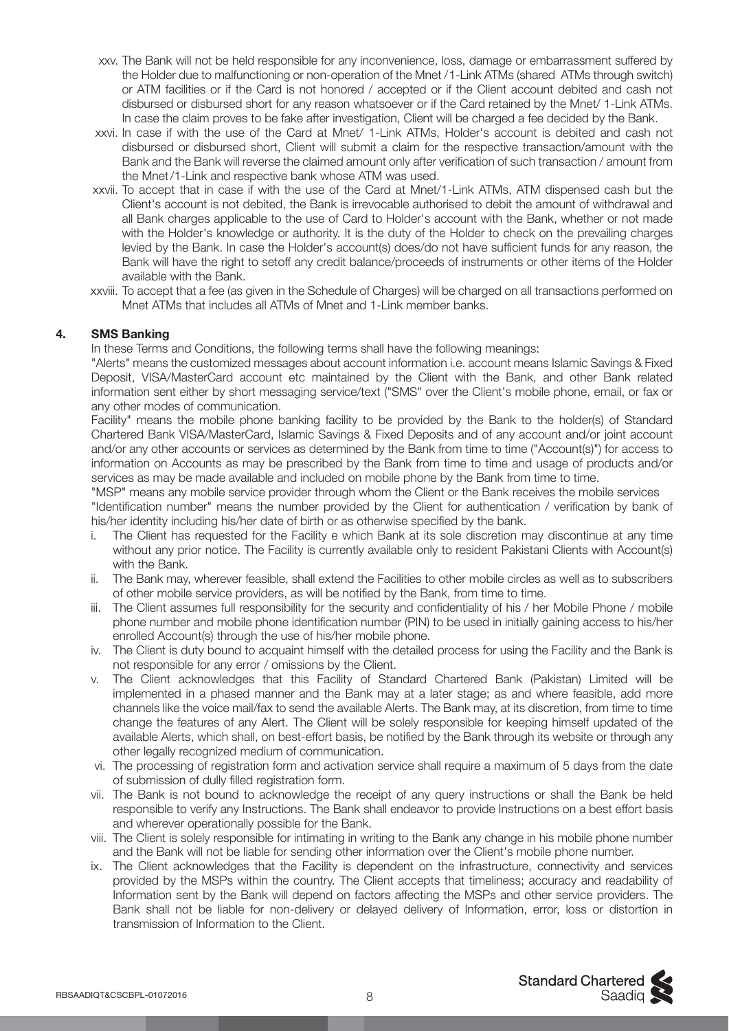xxv. The Bank will not be held responsible for any inconvenience, loss, damage or embarrassment suffered by the Holder due to malfunctioning or non-operation of the Mnet /1-Link ATMs (shared ATMs through switch) or ATM facilities or if the Card is not honored / accepted or if the Client account debited and cash not disbursed or disbursed short for any reason whatsoever or if the Card retained by the Mnet/ 1-Link ATMs. In case the claim proves to be fake after investigation, Client will be charged a fee decided by the Bank.

xxvi. In case if with the use of the Card at Mnet/ 1-Link ATMs, Holder's account is debited and cash not disbursed or disbursed short, Client will submit a claim for the respective transaction/amount with the Bank and the Bank will reverse the claimed amount only after verification of such transaction / amount from the Mnet /1-Link and respective bank whose ATM was used.

xxvii. To accept that in case if with the use of the Card at Mnet/1-Link ATMs, ATM dispensed cash but the Client's account is not debited, the Bank is irrevocable authorised to debit the amount of withdrawal and all Bank charges applicable to the use of Card to Holder's account with the Bank, whether or not made with the Holder's knowledge or authority. It is the duty of the Holder to check on the prevailing charges levied by the Bank. In case the Holder's account(s) does/do not have sufficient funds for any reason, the Bank will have the right to setoff any credit balance/proceeds of instruments or other items of the Holder available with the Bank.

xxviii. To accept that a fee (as given in the Schedule of Charges) will be charged on all transactions performed on Mnet ATMs that includes all ATMs of Mnet and 1-Link member banks.

## 4. SMS Banking

In these Terms and Conditions, the following terms shall have the following meanings:

"Alerts" means the customized messages about account information i.e. account means Islamic Savings & Fixed Deposit, VISA/MasterCard account etc maintained by the Client with the Bank, and other Bank related information sent either by short messaging service/text ("SMS" over the Client's mobile phone, email, or fax or any other modes of communication.

Facility" means the mobile phone banking facility to be provided by the Bank to the holder(s) of Standard Chartered Bank VISA/MasterCard, Islamic Savings & Fixed Deposits and of any account and/or joint account and/or any other accounts or services as determined by the Bank from time to time ("Account(s)") for access to information on Accounts as may be prescribed by the Bank from time to time and usage of products and/or services as may be made available and included on mobile phone by the Bank from time to time.

"MSP" means any mobile service provider through whom the Client or the Bank receives the mobile services

"Identification number" means the number provided by the Client for authentication / verification by bank of his/her identity including his/her date of birth or as otherwise specified by the bank.

i. The Client has requested for the Facility e which Bank at its sole discretion may discontinue at any time without any prior notice. The Facility is currently available only to resident Pakistani Clients with Account(s) with the Bank.

ii. The Bank may, wherever feasible, shall extend the Facilities to other mobile circles as well as to subscribers of other mobile service providers, as will be notified by the Bank, from time to time.

iii. The Client assumes full responsibility for the security and confidentiality of his / her Mobile Phone / mobile phone number and mobile phone identification number (PIN) to be used in initially gaining access to his/her enrolled Account(s) through the use of his/her mobile phone.

iv. The Client is duty bound to acquaint himself with the detailed process for using the Facility and the Bank is not responsible for any error / omissions by the Client.

v. The Client acknowledges that this Facility of Standard Chartered Bank (Pakistan) Limited will be implemented in a phased manner and the Bank may at a later stage; as and where feasible, add more channels like the voice mail/fax to send the available Alerts. The Bank may, at its discretion, from time to time change the features of any Alert. The Client will be solely responsible for keeping himself updated of the available Alerts, which shall, on best-effort basis, be notified by the Bank through its website or through any other legally recognized medium of communication.

vi. The processing of registration form and activation service shall require a maximum of 5 days from the date of submission of dully filled registration form.

vii. The Bank is not bound to acknowledge the receipt of any query instructions or shall the Bank be held responsible to verify any Instructions. The Bank shall endeavor to provide Instructions on a best effort basis and wherever operationally possible for the Bank.

viii. The Client is solely responsible for intimating in writing to the Bank any change in his mobile phone number and the Bank will not be liable for sending other information over the Client's mobile phone number.

ix. The Client acknowledges that the Facility is dependent on the infrastructure, connectivity and services provided by the MSPs within the country. The Client accepts that timeliness; accuracy and readability of Information sent by the Bank will depend on factors affecting the MSPs and other service providers. The Bank shall not be liable for non-delivery or delayed delivery of Information, error, loss or distortion in transmission of Information to the Client.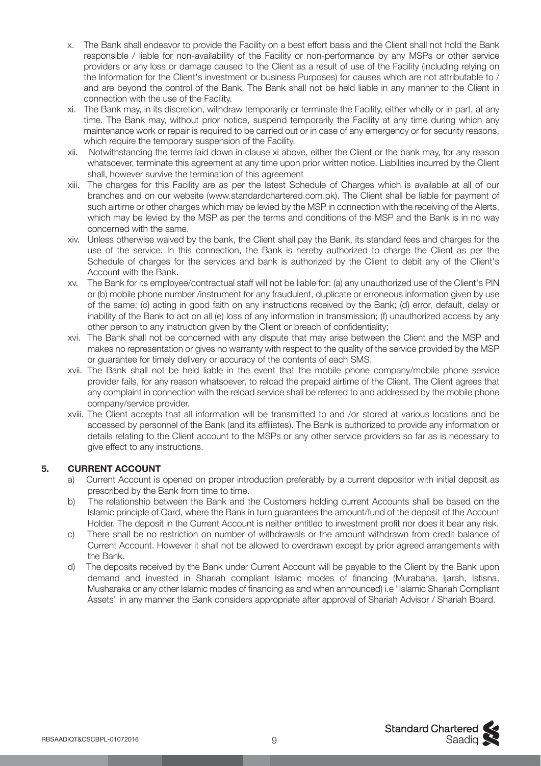x. The Bank shall endeavor to provide the Facility on a best effort basis and the Client shall not hold the Bank responsible / liable for non-availability of the Facility or non-performance by any MSPs or other service providers or any loss or damage caused to the Client as a result of use of the Facility (including relying on the Information for the Client's investment or business Purposes) for causes which are not attributable to / and are beyond the control of the Bank. The Bank shall not be held liable in any manner to the Client in connection with the use of the Facility.

xi. The Bank may, in its discretion, withdraw temporarily or terminate the Facility, either wholly or in part, at any time. The Bank may, without prior notice, suspend temporarily the Facility at any time during which any maintenance work or repair is required to be carried out or in case of any emergency or for security reasons, which require the temporary suspension of the Facility.

xii. Notwithstanding the terms laid down in clause xi above, either the Client or the bank may, for any reason whatsoever, terminate this agreement at any time upon prior written notice. Liabilities incurred by the Client shall, however survive the termination of this agreement

xiii. The charges for this Facility are as per the latest Schedule of Charges which is available at all of our branches and on our website (www.standardchartered.com.pk). The Client shall be liable for payment of such airtime or other charges which may be levied by the MSP in connection with the receiving of the Alerts, which may be levied by the MSP as per the terms and conditions of the MSP and the Bank is in no way concerned with the same.

xiv. Unless otherwise waived by the bank, the Client shall pay the Bank, its standard fees and charges for the use of the service. In this connection, the Bank is hereby authorized to charge the Client as per the Schedule of charges for the services and bank is authorized by the Client to debit any of the Client's Account with the Bank.

xv. The Bank for its employee/contractual staff will not be liable for: (a) any unauthorized use of the Client's PIN or (b) mobile phone number /instrument for any fraudulent, duplicate or erroneous information given by use of the same; (c) acting in good faith on any instructions received by the Bank; (d) error, default, delay or inability of the Bank to act on all (e) loss of any information in transmission; (f) unauthorized access by any other person to any instruction given by the Client or breach of confidentiality;

xvi. The Bank shall not be concerned with any dispute that may arise between the Client and the MSP and makes no representation or gives no warranty with respect to the quality of the service provided by the MSP or guarantee for timely delivery or accuracy of the contents of each SMS.

xvii. The Bank shall not be held liable in the event that the mobile phone company/mobile phone service provider fails, for any reason whatsoever, to reload the prepaid airtime of the Client. The Client agrees that any complaint in connection with the reload service shall be referred to and addressed by the mobile phone company/service provider.

xviii. The Client accepts that all information will be transmitted to and /or stored at various locations and be accessed by personnel of the Bank (and its affiliates). The Bank is authorized to provide any information or details relating to the Client account to the MSPs or any other service providers so far as is necessary to give effect to any instructions.

## 5. CURRENT ACCOUNT

a) Current Account is opened on proper introduction preferably by a current depositor with initial deposit as prescribed by the Bank from time to time.

b) The relationship between the Bank and the Customers holding current Accounts shall be based on the Islamic principle of Qard, where the Bank in turn guarantees the amount/fund of the deposit of the Account Holder. The deposit in the Current Account is neither entitled to investment profit nor does it bear any risk.

c) There shall be no restriction on number of withdrawals or the amount withdrawn from credit balance of Current Account. However it shall not be allowed to overdrawn except by prior agreed arrangements with the Bank.

d) The deposits received by the Bank under Current Account will be payable to the Client by the Bank upon demand and invested in Shariah compliant Islamic modes of financing (Murabaha, Ijarah, Istisna, Musharaka or any other Islamic modes of financing as and when announced) i.e "Islamic Shariah Compliant Assets" in any manner the Bank considers appropriate after approval of Shariah Advisor / Shariah Board.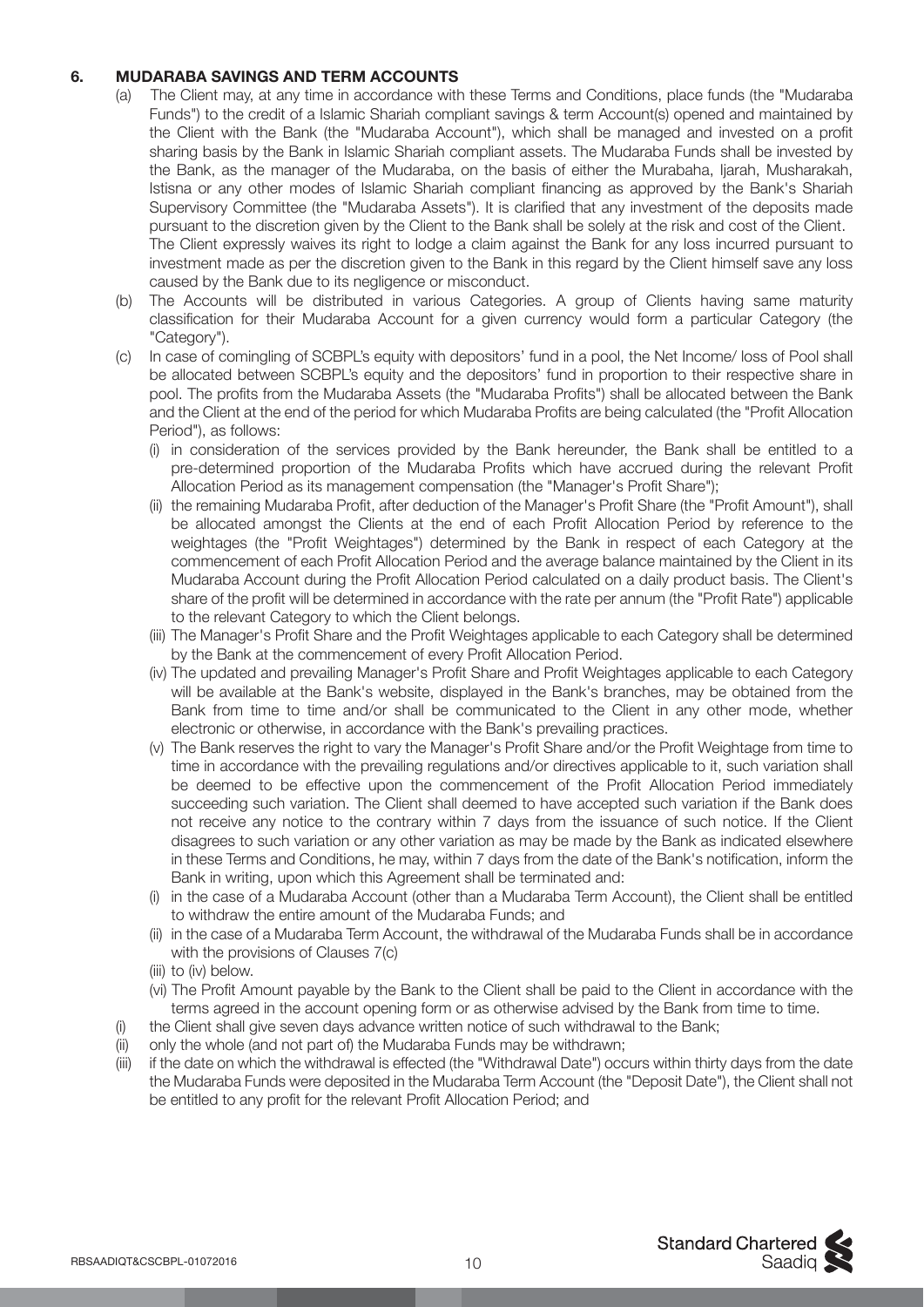## 6. MUDARABA SAVINGS AND TERM ACCOUNTS

(a) The Client may, at any time in accordance with these Terms and Conditions, place funds (the "Mudaraba Funds") to the credit of a Islamic Shariah compliant savings & term Account(s) opened and maintained by the Client with the Bank (the "Mudaraba Account"), which shall be managed and invested on a profit sharing basis by the Bank in Islamic Shariah compliant assets. The Mudaraba Funds shall be invested by the Bank, as the manager of the Mudaraba, on the basis of either the Murabaha, Ijarah, Musharakah, Istisna or any other modes of Islamic Shariah compliant financing as approved by the Bank's Shariah Supervisory Committee (the "Mudaraba Assets"). It is clarified that any investment of the deposits made pursuant to the discretion given by the Client to the Bank shall be solely at the risk and cost of the Client.
The Client expressly waives its right to lodge a claim against the Bank for any loss incurred pursuant to investment made as per the discretion given to the Bank in this regard by the Client himself save any loss caused by the Bank due to its negligence or misconduct.

(b) The Accounts will be distributed in various Categories. A group of Clients having same maturity classification for their Mudaraba Account for a given currency would form a particular Category (the "Category").

(c) In case of comingling of SCBPL's equity with depositors' fund in a pool, the Net Income/ loss of Pool shall be allocated between SCBPL's equity and the depositors' fund in proportion to their respective share in pool. The profits from the Mudaraba Assets (the "Mudaraba Profits") shall be allocated between the Bank and the Client at the end of the period for which Mudaraba Profits are being calculated (the "Profit Allocation Period"), as follows:

(i) in consideration of the services provided by the Bank hereunder, the Bank shall be entitled to a pre-determined proportion of the Mudaraba Profits which have accrued during the relevant Profit Allocation Period as its management compensation (the "Manager's Profit Share");

(ii) the remaining Mudaraba Profit, after deduction of the Manager's Profit Share (the "Profit Amount"), shall be allocated amongst the Clients at the end of each Profit Allocation Period by reference to the weightages (the "Profit Weightages") determined by the Bank in respect of each Category at the commencement of each Profit Allocation Period and the average balance maintained by the Client in its Mudaraba Account during the Profit Allocation Period calculated on a daily product basis. The Client's share of the profit will be determined in accordance with the rate per annum (the "Profit Rate") applicable to the relevant Category to which the Client belongs.

(iii) The Manager's Profit Share and the Profit Weightages applicable to each Category shall be determined by the Bank at the commencement of every Profit Allocation Period.

(iv) The updated and prevailing Manager's Profit Share and Profit Weightages applicable to each Category will be available at the Bank's website, displayed in the Bank's branches, may be obtained from the Bank from time to time and/or shall be communicated to the Client in any other mode, whether electronic or otherwise, in accordance with the Bank's prevailing practices.

(v) The Bank reserves the right to vary the Manager's Profit Share and/or the Profit Weightage from time to time in accordance with the prevailing regulations and/or directives applicable to it, such variation shall be deemed to be effective upon the commencement of the Profit Allocation Period immediately succeeding such variation. The Client shall deemed to have accepted such variation if the Bank does not receive any notice to the contrary within 7 days from the issuance of such notice. If the Client disagrees to such variation or any other variation as may be made by the Bank as indicated elsewhere in these Terms and Conditions, he may, within 7 days from the date of the Bank's notification, inform the Bank in writing, upon which this Agreement shall be terminated and:

(i) in the case of a Mudaraba Account (other than a Mudaraba Term Account), the Client shall be entitled to withdraw the entire amount of the Mudaraba Funds; and

(ii) in the case of a Mudaraba Term Account, the withdrawal of the Mudaraba Funds shall be in accordance with the provisions of Clauses 7(c)

(iii) to (iv) below.

(vi) The Profit Amount payable by the Bank to the Client shall be paid to the Client in accordance with the terms agreed in the account opening form or as otherwise advised by the Bank from time to time.

(i) the Client shall give seven days advance written notice of such withdrawal to the Bank;

(ii) only the whole (and not part of) the Mudaraba Funds may be withdrawn;

(iii) if the date on which the withdrawal is effected (the "Withdrawal Date") occurs within thirty days from the date the Mudaraba Funds were deposited in the Mudaraba Term Account (the "Deposit Date"), the Client shall not be entitled to any profit for the relevant Profit Allocation Period; and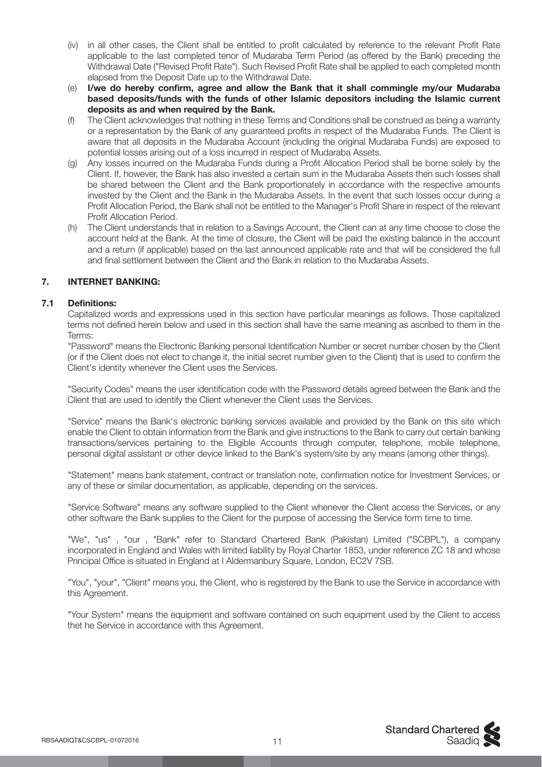(iv) in all other cases, the Client shall be entitled to profit calculated by reference to the relevant Profit Rate applicable to the last completed tenor of Mudaraba Term Period (as offered by the Bank) preceding the Withdrawal Date ("Revised Profit Rate"). Such Revised Profit Rate shall be applied to each completed month elapsed from the Deposit Date up to the Withdrawal Date.

(e) **I/we do hereby confirm, agree and allow the Bank that it shall commingle my/our Mudaraba based deposits/funds with the funds of other Islamic depositors including the Islamic current deposits as and when required by the Bank.**

(f) The Client acknowledges that nothing in these Terms and Conditions shall be construed as being a warranty or a representation by the Bank of any guaranteed profits in respect of the Mudaraba Funds. The Client is aware that all deposits in the Mudaraba Account (including the original Mudaraba Funds) are exposed to potential losses arising out of a loss incurred in respect of Mudaraba Assets.

(g) Any losses incurred on the Mudaraba Funds during a Profit Allocation Period shall be borne solely by the Client. If, however, the Bank has also invested a certain sum in the Mudaraba Assets then such losses shall be shared between the Client and the Bank proportionately in accordance with the respective amounts invested by the Client and the Bank in the Mudaraba Assets. In the event that such losses occur during a Profit Allocation Period, the Bank shall not be entitled to the Manager's Profit Share in respect of the relevant Profit Allocation Period.

(h) The Client understands that in relation to a Savings Account, the Client can at any time choose to close the account held at the Bank. At the time of closure, the Client will be paid the existing balance in the account and a return (if applicable) based on the last announced applicable rate and that will be considered the full and final settlement between the Client and the Bank in relation to the Mudaraba Assets.

## 7. INTERNET BANKING:

### 7.1 Definitions:

Capitalized words and expressions used in this section have particular meanings as follows. Those capitalized terms not defined herein below and used in this section shall have the same meaning as ascribed to them in the Terms:

"Password" means the Electronic Banking personal Identification Number or secret number chosen by the Client (or if the Client does not elect to change it, the initial secret number given to the Client) that is used to confirm the Client's identity whenever the Client uses the Services.

"Security Codes" means the user identification code with the Password details agreed between the Bank and the Client that are used to identify the Client whenever the Client uses the Services.

"Service" means the Bank's electronic banking services available and provided by the Bank on this site which enable the Client to obtain information from the Bank and give instructions to the Bank to carry out certain banking transactions/services pertaining to the Eligible Accounts through computer, telephone, mobile telephone, personal digital assistant or other device linked to the Bank's system/site by any means (among other things).

"Statement" means bank statement, contract or translation note, confirmation notice for Investment Services, or any of these or similar documentation, as applicable, depending on the services.

"Service Software" means any software supplied to the Client whenever the Client access the Services, or any other software the Bank supplies to the Client for the purpose of accessing the Service form time to time.

"We", "us" , "our , "Bank" refer to Standard Chartered Bank (Pakistan) Limited ("SCBPL"), a company incorporated in England and Wales with limited liability by Royal Charter 1853, under reference ZC 18 and whose Principal Office is situated in England at I Aldermanbury Square, London, EC2V 7SB.

"You", "your", "Client" means you, the Client, who is registered by the Bank to use the Service in accordance with this Agreement.

"Your System" means the equipment and software contained on such equipment used by the Client to access thet he Service in accordance with this Agreement.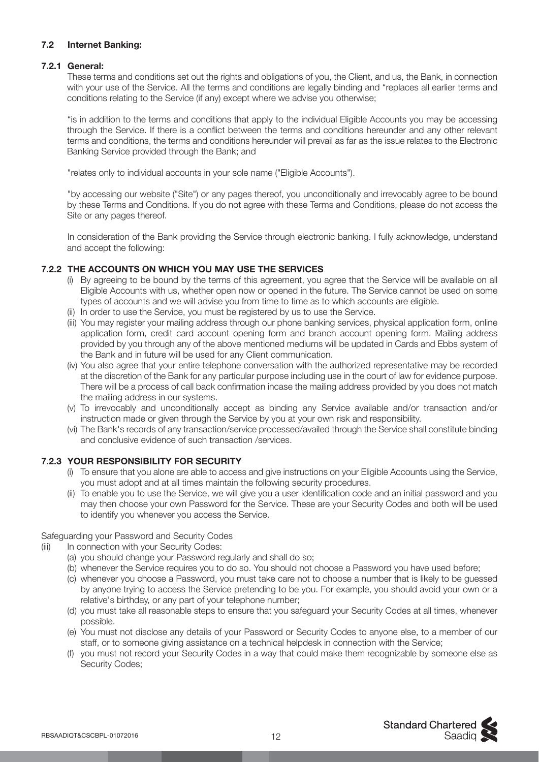### 7.2 Internet Banking:

#### 7.2.1 General:

These terms and conditions set out the rights and obligations of you, the Client, and us, the Bank, in connection with your use of the Service. All the terms and conditions are legally binding and "replaces all earlier terms and conditions relating to the Service (if any) except where we advise you otherwise;

"is in addition to the terms and conditions that apply to the individual Eligible Accounts you may be accessing through the Service. If there is a conflict between the terms and conditions hereunder and any other relevant terms and conditions, the terms and conditions hereunder will prevail as far as the issue relates to the Electronic Banking Service provided through the Bank; and

"relates only to individual accounts in your sole name ("Eligible Accounts").

"by accessing our website ("Site") or any pages thereof, you unconditionally and irrevocably agree to be bound by these Terms and Conditions. If you do not agree with these Terms and Conditions, please do not access the Site or any pages thereof.

In consideration of the Bank providing the Service through electronic banking. I fully acknowledge, understand and accept the following:

#### 7.2.2 THE ACCOUNTS ON WHICH YOU MAY USE THE SERVICES

(i) By agreeing to be bound by the terms of this agreement, you agree that the Service will be available on all Eligible Accounts with us, whether open now or opened in the future. The Service cannot be used on some types of accounts and we will advise you from time to time as to which accounts are eligible.

(ii) In order to use the Service, you must be registered by us to use the Service.

(iii) You may register your mailing address through our phone banking services, physical application form, online application form, credit card account opening form and branch account opening form. Mailing address provided by you through any of the above mentioned mediums will be updated in Cards and Ebbs system of the Bank and in future will be used for any Client communication.

(iv) You also agree that your entire telephone conversation with the authorized representative may be recorded at the discretion of the Bank for any particular purpose including use in the court of law for evidence purpose. There will be a process of call back confirmation incase the mailing address provided by you does not match the mailing address in our systems.

(v) To irrevocably and unconditionally accept as binding any Service available and/or transaction and/or instruction made or given through the Service by you at your own risk and responsibility.

(vi) The Bank's records of any transaction/service processed/availed through the Service shall constitute binding and conclusive evidence of such transaction /services.

#### 7.2.3 YOUR RESPONSIBILITY FOR SECURITY

(i) To ensure that you alone are able to access and give instructions on your Eligible Accounts using the Service, you must adopt and at all times maintain the following security procedures.

(ii) To enable you to use the Service, we will give you a user identification code and an initial password and you may then choose your own Password for the Service. These are your Security Codes and both will be used to identify you whenever you access the Service.

Safeguarding your Password and Security Codes

(iii) In connection with your Security Codes:

(a) you should change your Password regularly and shall do so;

(b) whenever the Service requires you to do so. You should not choose a Password you have used before;

(c) whenever you choose a Password, you must take care not to choose a number that is likely to be guessed by anyone trying to access the Service pretending to be you. For example, you should avoid your own or a relative's birthday, or any part of your telephone number;

(d) you must take all reasonable steps to ensure that you safeguard your Security Codes at all times, whenever possible.

(e) You must not disclose any details of your Password or Security Codes to anyone else, to a member of our staff, or to someone giving assistance on a technical helpdesk in connection with the Service;

(f) you must not record your Security Codes in a way that could make them recognizable by someone else as Security Codes;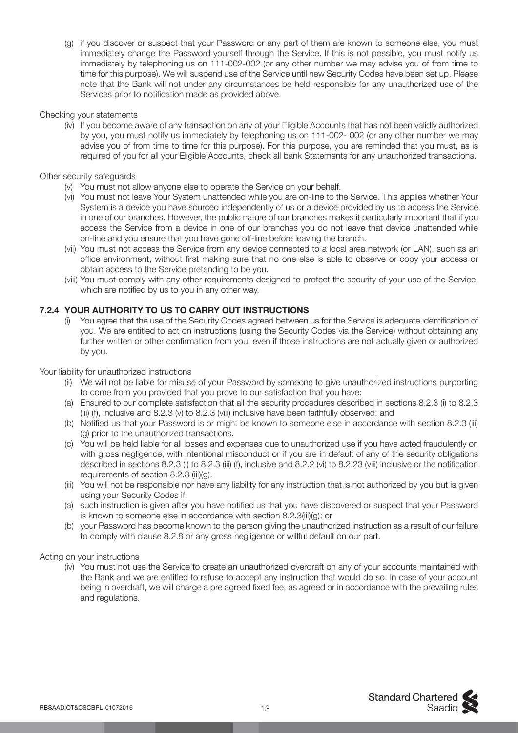(g) if you discover or suspect that your Password or any part of them are known to someone else, you must immediately change the Password yourself through the Service. If this is not possible, you must notify us immediately by telephoning us on 111-002-002 (or any other number we may advise you of from time to time for this purpose). We will suspend use of the Service until new Security Codes have been set up. Please note that the Bank will not under any circumstances be held responsible for any unauthorized use of the Services prior to notification made as provided above.

Checking your statements

(iv) If you become aware of any transaction on any of your Eligible Accounts that has not been validly authorized by you, you must notify us immediately by telephoning us on 111-002- 002 (or any other number we may advise you of from time to time for this purpose). For this purpose, you are reminded that you must, as is required of you for all your Eligible Accounts, check all bank Statements for any unauthorized transactions.

Other security safeguards

(v) You must not allow anyone else to operate the Service on your behalf.

(vi) You must not leave Your System unattended while you are on-line to the Service. This applies whether Your System is a device you have sourced independently of us or a device provided by us to access the Service in one of our branches. However, the public nature of our branches makes it particularly important that if you access the Service from a device in one of our branches you do not leave that device unattended while on-line and you ensure that you have gone off-line before leaving the branch.

(vii) You must not access the Service from any device connected to a local area network (or LAN), such as an office environment, without first making sure that no one else is able to observe or copy your access or obtain access to the Service pretending to be you.

(viii) You must comply with any other requirements designed to protect the security of your use of the Service, which are notified by us to you in any other way.

### 7.2.4 YOUR AUTHORITY TO US TO CARRY OUT INSTRUCTIONS

(i) You agree that the use of the Security Codes agreed between us for the Service is adequate identification of you. We are entitled to act on instructions (using the Security Codes via the Service) without obtaining any further written or other confirmation from you, even if those instructions are not actually given or authorized by you.

Your liability for unauthorized instructions

(ii) We will not be liable for misuse of your Password by someone to give unauthorized instructions purporting to come from you provided that you prove to our satisfaction that you have:

(a) Ensured to our complete satisfaction that all the security procedures described in sections 8.2.3 (i) to 8.2.3 (iii) (f), inclusive and 8.2.3 (v) to 8.2.3 (viii) inclusive have been faithfully observed; and

(b) Notified us that your Password is or might be known to someone else in accordance with section 8.2.3 (iii) (g) prior to the unauthorized transactions.

(c) You will be held liable for all losses and expenses due to unauthorized use if you have acted fraudulently or, with gross negligence, with intentional misconduct or if you are in default of any of the security obligations described in sections 8.2.3 (i) to 8.2.3 (iii) (f), inclusive and 8.2.2 (vi) to 8.2.23 (viii) inclusive or the notification requirements of section 8.2.3 (iii)(g).

(iii) You will not be responsible nor have any liability for any instruction that is not authorized by you but is given using your Security Codes if:

(a) such instruction is given after you have notified us that you have discovered or suspect that your Password is known to someone else in accordance with section 8.2.3(iii)(g); or

(b) your Password has become known to the person giving the unauthorized instruction as a result of our failure to comply with clause 8.2.8 or any gross negligence or willful default on our part.

Acting on your instructions

(iv) You must not use the Service to create an unauthorized overdraft on any of your accounts maintained with the Bank and we are entitled to refuse to accept any instruction that would do so. In case of your account being in overdraft, we will charge a pre agreed fixed fee, as agreed or in accordance with the prevailing rules and regulations.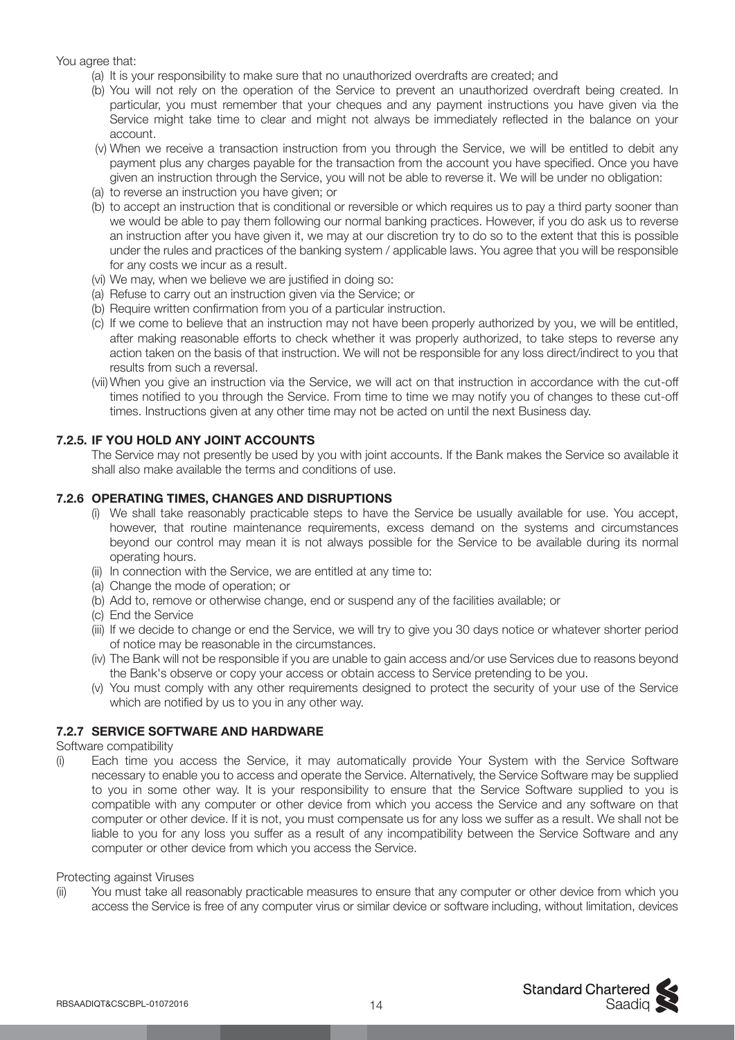You agree that:

(a) It is your responsibility to make sure that no unauthorized overdrafts are created; and

(b) You will not rely on the operation of the Service to prevent an unauthorized overdraft being created. In particular, you must remember that your cheques and any payment instructions you have given via the Service might take time to clear and might not always be immediately reflected in the balance on your account.

(v) When we receive a transaction instruction from you through the Service, we will be entitled to debit any payment plus any charges payable for the transaction from the account you have specified. Once you have given an instruction through the Service, you will not be able to reverse it. We will be under no obligation:

(a) to reverse an instruction you have given; or

(b) to accept an instruction that is conditional or reversible or which requires us to pay a third party sooner than we would be able to pay them following our normal banking practices. However, if you do ask us to reverse an instruction after you have given it, we may at our discretion try to do so to the extent that this is possible under the rules and practices of the banking system / applicable laws. You agree that you will be responsible for any costs we incur as a result.

(vi) We may, when we believe we are justified in doing so:

(a) Refuse to carry out an instruction given via the Service; or

(b) Require written confirmation from you of a particular instruction.

(c) If we come to believe that an instruction may not have been properly authorized by you, we will be entitled, after making reasonable efforts to check whether it was properly authorized, to take steps to reverse any action taken on the basis of that instruction. We will not be responsible for any loss direct/indirect to you that results from such a reversal.

(vii) When you give an instruction via the Service, we will act on that instruction in accordance with the cut-off times notified to you through the Service. From time to time we may notify you of changes to these cut-off times. Instructions given at any other time may not be acted on until the next Business day.

### 7.2.5. IF YOU HOLD ANY JOINT ACCOUNTS

The Service may not presently be used by you with joint accounts. If the Bank makes the Service so available it shall also make available the terms and conditions of use.

### 7.2.6 OPERATING TIMES, CHANGES AND DISRUPTIONS

(i) We shall take reasonably practicable steps to have the Service be usually available for use. You accept, however, that routine maintenance requirements, excess demand on the systems and circumstances beyond our control may mean it is not always possible for the Service to be available during its normal operating hours.

(ii) In connection with the Service, we are entitled at any time to:

(a) Change the mode of operation; or

(b) Add to, remove or otherwise change, end or suspend any of the facilities available; or

(c) End the Service

(iii) If we decide to change or end the Service, we will try to give you 30 days notice or whatever shorter period of notice may be reasonable in the circumstances.

(iv) The Bank will not be responsible if you are unable to gain access and/or use Services due to reasons beyond the Bank's observe or copy your access or obtain access to Service pretending to be you.

(v) You must comply with any other requirements designed to protect the security of your use of the Service which are notified by us to you in any other way.

### 7.2.7 SERVICE SOFTWARE AND HARDWARE

Software compatibility

(i) Each time you access the Service, it may automatically provide Your System with the Service Software necessary to enable you to access and operate the Service. Alternatively, the Service Software may be supplied to you in some other way. It is your responsibility to ensure that the Service Software supplied to you is compatible with any computer or other device from which you access the Service and any software on that computer or other device. If it is not, you must compensate us for any loss we suffer as a result. We shall not be liable to you for any loss you suffer as a result of any incompatibility between the Service Software and any computer or other device from which you access the Service.

Protecting against Viruses

(ii) You must take all reasonably practicable measures to ensure that any computer or other device from which you access the Service is free of any computer virus or similar device or software including, without limitation, devices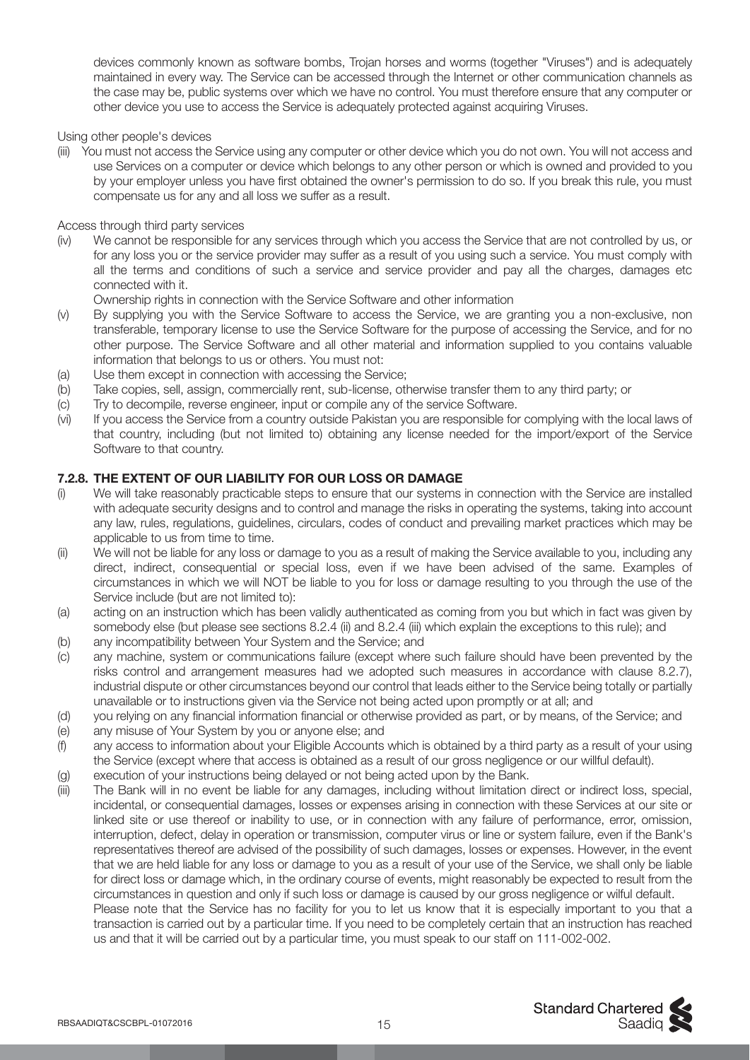devices commonly known as software bombs, Trojan horses and worms (together "Viruses") and is adequately maintained in every way. The Service can be accessed through the Internet or other communication channels as the case may be, public systems over which we have no control. You must therefore ensure that any computer or other device you use to access the Service is adequately protected against acquiring Viruses.

Using other people's devices

(iii) You must not access the Service using any computer or other device which you do not own. You will not access and use Services on a computer or device which belongs to any other person or which is owned and provided to you by your employer unless you have first obtained the owner's permission to do so. If you break this rule, you must compensate us for any and all loss we suffer as a result.

Access through third party services

(iv) We cannot be responsible for any services through which you access the Service that are not controlled by us, or for any loss you or the service provider may suffer as a result of you using such a service. You must comply with all the terms and conditions of such a service and service provider and pay all the charges, damages etc connected with it.

Ownership rights in connection with the Service Software and other information

(v) By supplying you with the Service Software to access the Service, we are granting you a non-exclusive, non transferable, temporary license to use the Service Software for the purpose of accessing the Service, and for no other purpose. The Service Software and all other material and information supplied to you contains valuable information that belongs to us or others. You must not:

(a) Use them except in connection with accessing the Service;

(b) Take copies, sell, assign, commercially rent, sub-license, otherwise transfer them to any third party; or

(c) Try to decompile, reverse engineer, input or compile any of the service Software.

(vi) If you access the Service from a country outside Pakistan you are responsible for complying with the local laws of that country, including (but not limited to) obtaining any license needed for the import/export of the Service Software to that country.

**7.2.8. THE EXTENT OF OUR LIABILITY FOR OUR LOSS OR DAMAGE**

(i) We will take reasonably practicable steps to ensure that our systems in connection with the Service are installed with adequate security designs and to control and manage the risks in operating the systems, taking into account any law, rules, regulations, guidelines, circulars, codes of conduct and prevailing market practices which may be applicable to us from time to time.

(ii) We will not be liable for any loss or damage to you as a result of making the Service available to you, including any direct, indirect, consequential or special loss, even if we have been advised of the same. Examples of circumstances in which we will NOT be liable to you for loss or damage resulting to you through the use of the Service include (but are not limited to):

(a) acting on an instruction which has been validly authenticated as coming from you but which in fact was given by somebody else (but please see sections 8.2.4 (ii) and 8.2.4 (iii) which explain the exceptions to this rule); and

(b) any incompatibility between Your System and the Service; and

(c) any machine, system or communications failure (except where such failure should have been prevented by the risks control and arrangement measures had we adopted such measures in accordance with clause 8.2.7), industrial dispute or other circumstances beyond our control that leads either to the Service being totally or partially unavailable or to instructions given via the Service not being acted upon promptly or at all; and

(d) you relying on any financial information financial or otherwise provided as part, or by means, of the Service; and

(e) any misuse of Your System by you or anyone else; and

(f) any access to information about your Eligible Accounts which is obtained by a third party as a result of your using the Service (except where that access is obtained as a result of our gross negligence or our willful default).

(g) execution of your instructions being delayed or not being acted upon by the Bank.

(iii) The Bank will in no event be liable for any damages, including without limitation direct or indirect loss, special, incidental, or consequential damages, losses or expenses arising in connection with these Services at our site or linked site or use thereof or inability to use, or in connection with any failure of performance, error, omission, interruption, defect, delay in operation or transmission, computer virus or line or system failure, even if the Bank's representatives thereof are advised of the possibility of such damages, losses or expenses. However, in the event that we are held liable for any loss or damage to you as a result of your use of the Service, we shall only be liable for direct loss or damage which, in the ordinary course of events, might reasonably be expected to result from the circumstances in question and only if such loss or damage is caused by our gross negligence or wilful default.

Please note that the Service has no facility for you to let us know that it is especially important to you that a transaction is carried out by a particular time. If you need to be completely certain that an instruction has reached us and that it will be carried out by a particular time, you must speak to our staff on 111-002-002.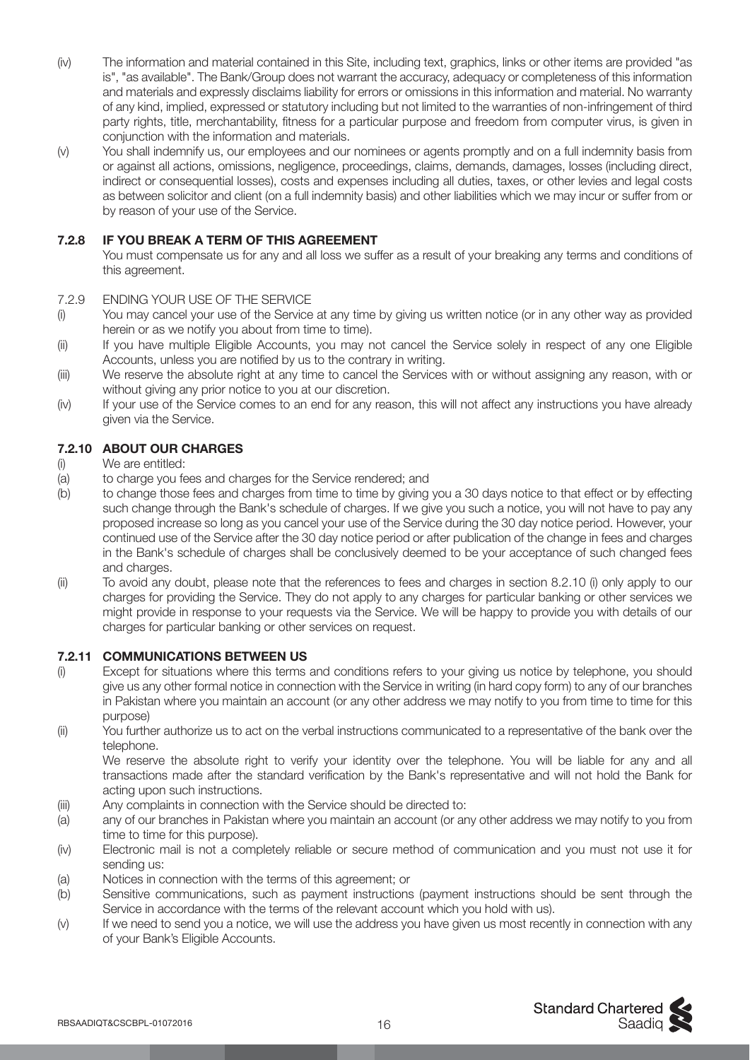(iv) The information and material contained in this Site, including text, graphics, links or other items are provided "as is", "as available". The Bank/Group does not warrant the accuracy, adequacy or completeness of this information and materials and expressly disclaims liability for errors or omissions in this information and material. No warranty of any kind, implied, expressed or statutory including but not limited to the warranties of non-infringement of third party rights, title, merchantability, fitness for a particular purpose and freedom from computer virus, is given in conjunction with the information and materials.

(v) You shall indemnify us, our employees and our nominees or agents promptly and on a full indemnity basis from or against all actions, omissions, negligence, proceedings, claims, demands, damages, losses (including direct, indirect or consequential losses), costs and expenses including all duties, taxes, or other levies and legal costs as between solicitor and client (on a full indemnity basis) and other liabilities which we may incur or suffer from or by reason of your use of the Service.

### 7.2.8 IF YOU BREAK A TERM OF THIS AGREEMENT

You must compensate us for any and all loss we suffer as a result of your breaking any terms and conditions of this agreement.

### 7.2.9 ENDING YOUR USE OF THE SERVICE

(i) You may cancel your use of the Service at any time by giving us written notice (or in any other way as provided herein or as we notify you about from time to time).

(ii) If you have multiple Eligible Accounts, you may not cancel the Service solely in respect of any one Eligible Accounts, unless you are notified by us to the contrary in writing.

(iii) We reserve the absolute right at any time to cancel the Services with or without assigning any reason, with or without giving any prior notice to you at our discretion.

(iv) If your use of the Service comes to an end for any reason, this will not affect any instructions you have already given via the Service.

### 7.2.10 ABOUT OUR CHARGES

(i) We are entitled:

(a) to charge you fees and charges for the Service rendered; and

(b) to change those fees and charges from time to time by giving you a 30 days notice to that effect or by effecting such change through the Bank's schedule of charges. If we give you such a notice, you will not have to pay any proposed increase so long as you cancel your use of the Service during the 30 day notice period. However, your continued use of the Service after the 30 day notice period or after publication of the change in fees and charges in the Bank's schedule of charges shall be conclusively deemed to be your acceptance of such changed fees and charges.

(ii) To avoid any doubt, please note that the references to fees and charges in section 8.2.10 (i) only apply to our charges for providing the Service. They do not apply to any charges for particular banking or other services we might provide in response to your requests via the Service. We will be happy to provide you with details of our charges for particular banking or other services on request.

### 7.2.11 COMMUNICATIONS BETWEEN US

(i) Except for situations where this terms and conditions refers to your giving us notice by telephone, you should give us any other formal notice in connection with the Service in writing (in hard copy form) to any of our branches in Pakistan where you maintain an account (or any other address we may notify to you from time to time for this purpose)

(ii) You further authorize us to act on the verbal instructions communicated to a representative of the bank over the telephone.

We reserve the absolute right to verify your identity over the telephone. You will be liable for any and all transactions made after the standard verification by the Bank's representative and will not hold the Bank for acting upon such instructions.

(iii) Any complaints in connection with the Service should be directed to:

(a) any of our branches in Pakistan where you maintain an account (or any other address we may notify to you from time to time for this purpose).

(iv) Electronic mail is not a completely reliable or secure method of communication and you must not use it for sending us:

(a) Notices in connection with the terms of this agreement; or

(b) Sensitive communications, such as payment instructions (payment instructions should be sent through the Service in accordance with the terms of the relevant account which you hold with us).

(v) If we need to send you a notice, we will use the address you have given us most recently in connection with any of your Bank's Eligible Accounts.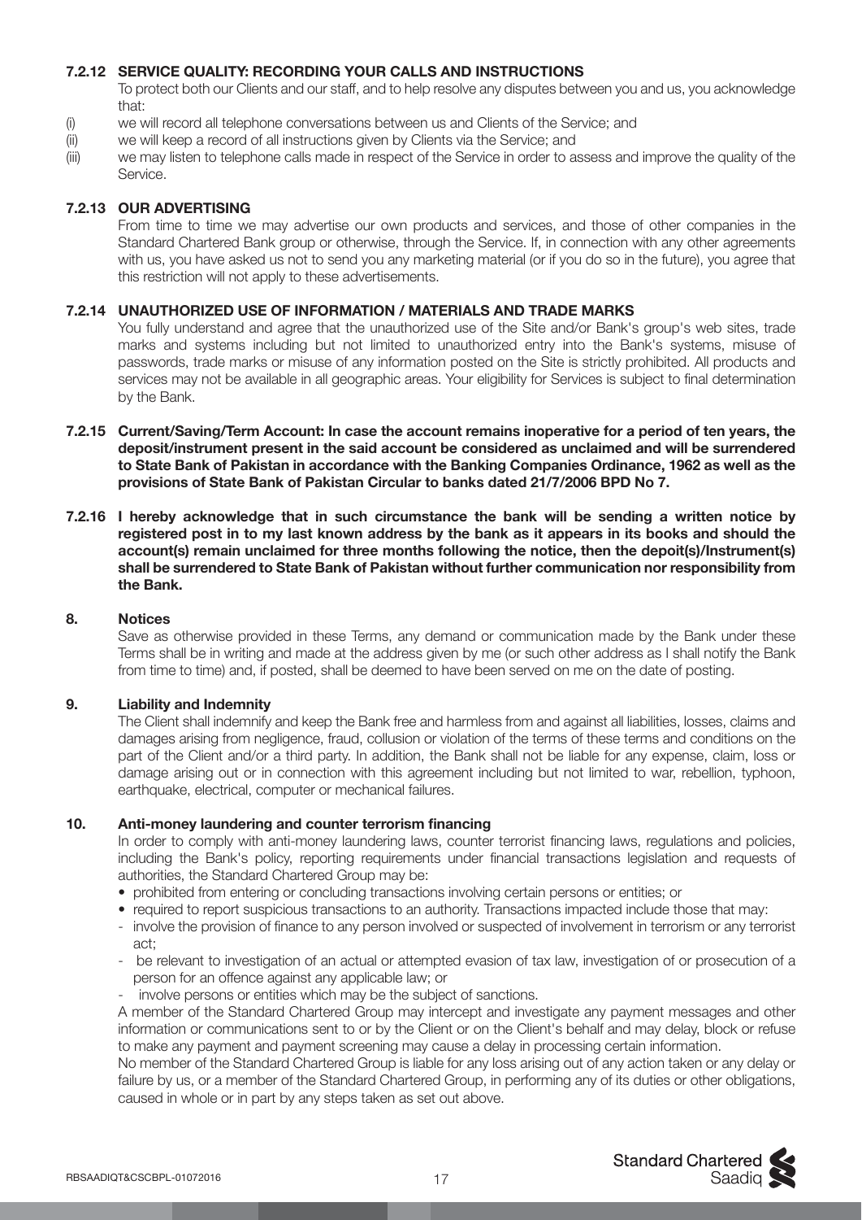#### 7.2.12 SERVICE QUALITY: RECORDING YOUR CALLS AND INSTRUCTIONS

To protect both our Clients and our staff, and to help resolve any disputes between you and us, you acknowledge that:

(i) we will record all telephone conversations between us and Clients of the Service; and

(ii) we will keep a record of all instructions given by Clients via the Service; and

(iii) we may listen to telephone calls made in respect of the Service in order to assess and improve the quality of the Service.

#### 7.2.13 OUR ADVERTISING

From time to time we may advertise our own products and services, and those of other companies in the Standard Chartered Bank group or otherwise, through the Service. If, in connection with any other agreements with us, you have asked us not to send you any marketing material (or if you do so in the future), you agree that this restriction will not apply to these advertisements.

#### 7.2.14 UNAUTHORIZED USE OF INFORMATION / MATERIALS AND TRADE MARKS

You fully understand and agree that the unauthorized use of the Site and/or Bank's group's web sites, trade marks and systems including but not limited to unauthorized entry into the Bank's systems, misuse of passwords, trade marks or misuse of any information posted on the Site is strictly prohibited. All products and services may not be available in all geographic areas. Your eligibility for Services is subject to final determination by the Bank.

**7.2.15 Current/Saving/Term Account: In case the account remains inoperative for a period of ten years, the deposit/instrument present in the said account be considered as unclaimed and will be surrendered to State Bank of Pakistan in accordance with the Banking Companies Ordinance, 1962 as well as the provisions of State Bank of Pakistan Circular to banks dated 21/7/2006 BPD No 7.**

**7.2.16 I hereby acknowledge that in such circumstance the bank will be sending a written notice by registered post in to my last known address by the bank as it appears in its books and should the account(s) remain unclaimed for three months following the notice, then the depoit(s)/Instrument(s) shall be surrendered to State Bank of Pakistan without further communication nor responsibility from the Bank.**

### 8. Notices

Save as otherwise provided in these Terms, any demand or communication made by the Bank under these Terms shall be in writing and made at the address given by me (or such other address as I shall notify the Bank from time to time) and, if posted, shall be deemed to have been served on me on the date of posting.

### 9. Liability and Indemnity

The Client shall indemnify and keep the Bank free and harmless from and against all liabilities, losses, claims and damages arising from negligence, fraud, collusion or violation of the terms of these terms and conditions on the part of the Client and/or a third party. In addition, the Bank shall not be liable for any expense, claim, loss or damage arising out or in connection with this agreement including but not limited to war, rebellion, typhoon, earthquake, electrical, computer or mechanical failures.

### 10. Anti-money laundering and counter terrorism financing

In order to comply with anti-money laundering laws, counter terrorist financing laws, regulations and policies, including the Bank's policy, reporting requirements under financial transactions legislation and requests of authorities, the Standard Chartered Group may be:

- prohibited from entering or concluding transactions involving certain persons or entities; or
- required to report suspicious transactions to an authority. Transactions impacted include those that may:
  - involve the provision of finance to any person involved or suspected of involvement in terrorism or any terrorist act;
  - be relevant to investigation of an actual or attempted evasion of tax law, investigation of or prosecution of a person for an offence against any applicable law; or
  - involve persons or entities which may be the subject of sanctions.

A member of the Standard Chartered Group may intercept and investigate any payment messages and other information or communications sent to or by the Client or on the Client's behalf and may delay, block or refuse to make any payment and payment screening may cause a delay in processing certain information.

No member of the Standard Chartered Group is liable for any loss arising out of any action taken or any delay or failure by us, or a member of the Standard Chartered Group, in performing any of its duties or other obligations, caused in whole or in part by any steps taken as set out above.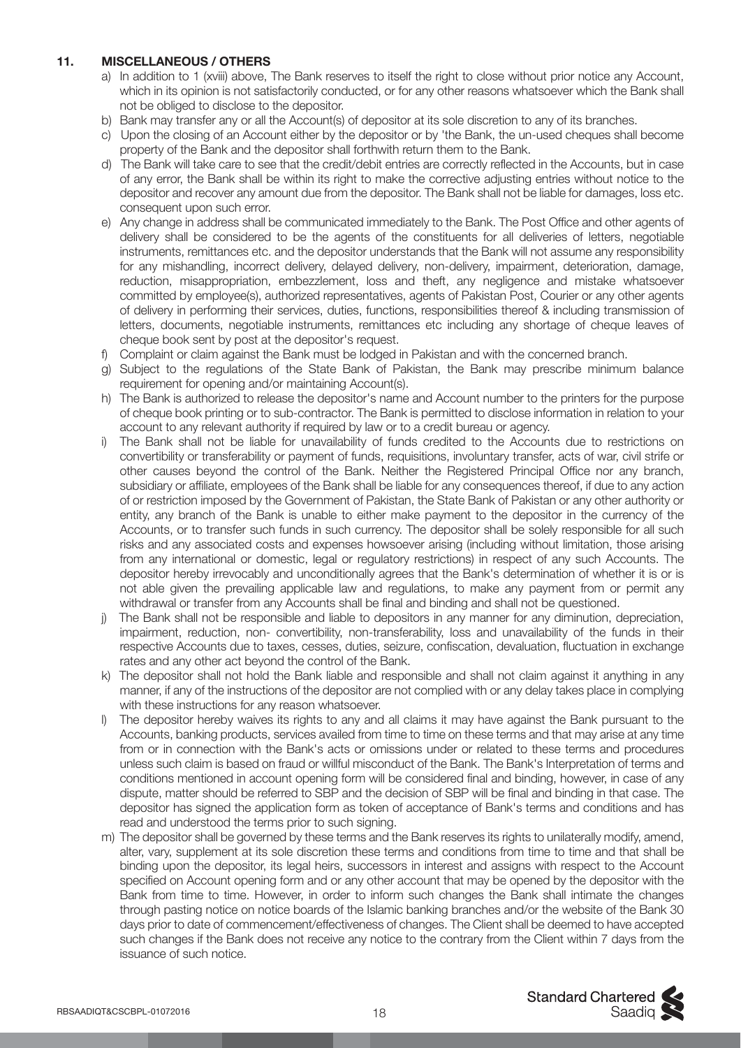## 11. MISCELLANEOUS / OTHERS

a) In addition to 1 (xviii) above, The Bank reserves to itself the right to close without prior notice any Account, which in its opinion is not satisfactorily conducted, or for any other reasons whatsoever which the Bank shall not be obliged to disclose to the depositor.

b) Bank may transfer any or all the Account(s) of depositor at its sole discretion to any of its branches.

c) Upon the closing of an Account either by the depositor or by 'the Bank, the un-used cheques shall become property of the Bank and the depositor shall forthwith return them to the Bank.

d) The Bank will take care to see that the credit/debit entries are correctly reflected in the Accounts, but in case of any error, the Bank shall be within its right to make the corrective adjusting entries without notice to the depositor and recover any amount due from the depositor. The Bank shall not be liable for damages, loss etc. consequent upon such error.

e) Any change in address shall be communicated immediately to the Bank. The Post Office and other agents of delivery shall be considered to be the agents of the constituents for all deliveries of letters, negotiable instruments, remittances etc. and the depositor understands that the Bank will not assume any responsibility for any mishandling, incorrect delivery, delayed delivery, non-delivery, impairment, deterioration, damage, reduction, misappropriation, embezzlement, loss and theft, any negligence and mistake whatsoever committed by employee(s), authorized representatives, agents of Pakistan Post, Courier or any other agents of delivery in performing their services, duties, functions, responsibilities thereof & including transmission of letters, documents, negotiable instruments, remittances etc including any shortage of cheque leaves of cheque book sent by post at the depositor's request.

f) Complaint or claim against the Bank must be lodged in Pakistan and with the concerned branch.

g) Subject to the regulations of the State Bank of Pakistan, the Bank may prescribe minimum balance requirement for opening and/or maintaining Account(s).

h) The Bank is authorized to release the depositor's name and Account number to the printers for the purpose of cheque book printing or to sub-contractor. The Bank is permitted to disclose information in relation to your account to any relevant authority if required by law or to a credit bureau or agency.

i) The Bank shall not be liable for unavailability of funds credited to the Accounts due to restrictions on convertibility or transferability or payment of funds, requisitions, involuntary transfer, acts of war, civil strife or other causes beyond the control of the Bank. Neither the Registered Principal Office nor any branch, subsidiary or affiliate, employees of the Bank shall be liable for any consequences thereof, if due to any action of or restriction imposed by the Government of Pakistan, the State Bank of Pakistan or any other authority or entity, any branch of the Bank is unable to either make payment to the depositor in the currency of the Accounts, or to transfer such funds in such currency. The depositor shall be solely responsible for all such risks and any associated costs and expenses howsoever arising (including without limitation, those arising from any international or domestic, legal or regulatory restrictions) in respect of any such Accounts. The depositor hereby irrevocably and unconditionally agrees that the Bank's determination of whether it is or is not able given the prevailing applicable law and regulations, to make any payment from or permit any withdrawal or transfer from any Accounts shall be final and binding and shall not be questioned.

j) The Bank shall not be responsible and liable to depositors in any manner for any diminution, depreciation, impairment, reduction, non- convertibility, non-transferability, loss and unavailability of the funds in their respective Accounts due to taxes, cesses, duties, seizure, confiscation, devaluation, fluctuation in exchange rates and any other act beyond the control of the Bank.

k) The depositor shall not hold the Bank liable and responsible and shall not claim against it anything in any manner, if any of the instructions of the depositor are not complied with or any delay takes place in complying with these instructions for any reason whatsoever.

l) The depositor hereby waives its rights to any and all claims it may have against the Bank pursuant to the Accounts, banking products, services availed from time to time on these terms and that may arise at any time from or in connection with the Bank's acts or omissions under or related to these terms and procedures unless such claim is based on fraud or willful misconduct of the Bank. The Bank's Interpretation of terms and conditions mentioned in account opening form will be considered final and binding, however, in case of any dispute, matter should be referred to SBP and the decision of SBP will be final and binding in that case. The depositor has signed the application form as token of acceptance of Bank's terms and conditions and has read and understood the terms prior to such signing.

m) The depositor shall be governed by these terms and the Bank reserves its rights to unilaterally modify, amend, alter, vary, supplement at its sole discretion these terms and conditions from time to time and that shall be binding upon the depositor, its legal heirs, successors in interest and assigns with respect to the Account specified on Account opening form and or any other account that may be opened by the depositor with the Bank from time to time. However, in order to inform such changes the Bank shall intimate the changes through pasting notice on notice boards of the Islamic banking branches and/or the website of the Bank 30 days prior to date of commencement/effectiveness of changes. The Client shall be deemed to have accepted such changes if the Bank does not receive any notice to the contrary from the Client within 7 days from the issuance of such notice.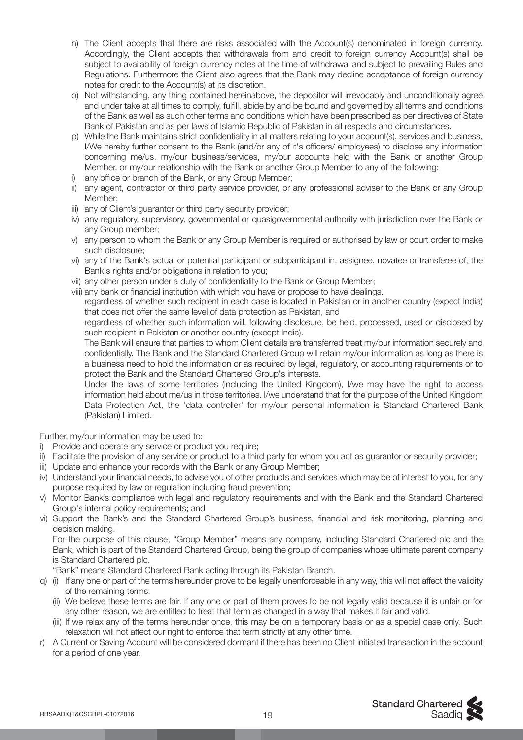n) The Client accepts that there are risks associated with the Account(s) denominated in foreign currency. Accordingly, the Client accepts that withdrawals from and credit to foreign currency Account(s) shall be subject to availability of foreign currency notes at the time of withdrawal and subject to prevailing Rules and Regulations. Furthermore the Client also agrees that the Bank may decline acceptance of foreign currency notes for credit to the Account(s) at its discretion.

o) Not withstanding, any thing contained hereinabove, the depositor will irrevocably and unconditionally agree and under take at all times to comply, fulfill, abide by and be bound and governed by all terms and conditions of the Bank as well as such other terms and conditions which have been prescribed as per directives of State Bank of Pakistan and as per laws of Islamic Republic of Pakistan in all respects and circumstances.

p) While the Bank maintains strict confidentiality in all matters relating to your account(s), services and business, I/We hereby further consent to the Bank (and/or any of it's officers/ employees) to disclose any information concerning me/us, my/our business/services, my/our accounts held with the Bank or another Group Member, or my/our relationship with the Bank or another Group Member to any of the following:

i) any office or branch of the Bank, or any Group Member;
ii) any agent, contractor or third party service provider, or any professional adviser to the Bank or any Group Member;
iii) any of Client's guarantor or third party security provider;
iv) any regulatory, supervisory, governmental or quasigovernmental authority with jurisdiction over the Bank or any Group member;
v) any person to whom the Bank or any Group Member is required or authorised by law or court order to make such disclosure;
vi) any of the Bank's actual or potential participant or subparticipant in, assignee, novatee or transferee of, the Bank's rights and/or obligations in relation to you;
vii) any other person under a duty of confidentiality to the Bank or Group Member;
viii) any bank or financial institution with which you have or propose to have dealings.

regardless of whether such recipient in each case is located in Pakistan or in another country (expect India) that does not offer the same level of data protection as Pakistan, and

regardless of whether such information will, following disclosure, be held, processed, used or disclosed by such recipient in Pakistan or another country (except India).

The Bank will ensure that parties to whom Client details are transferred treat my/our information securely and confidentially. The Bank and the Standard Chartered Group will retain my/our information as long as there is a business need to hold the information or as required by legal, regulatory, or accounting requirements or to protect the Bank and the Standard Chartered Group's interests.

Under the laws of some territories (including the United Kingdom), I/we may have the right to access information held about me/us in those territories. I/we understand that for the purpose of the United Kingdom Data Protection Act, the 'data controller' for my/our personal information is Standard Chartered Bank (Pakistan) Limited.

Further, my/our information may be used to:

i) Provide and operate any service or product you require;
ii) Facilitate the provision of any service or product to a third party for whom you act as guarantor or security provider;
iii) Update and enhance your records with the Bank or any Group Member;
iv) Understand your financial needs, to advise you of other products and services which may be of interest to you, for any purpose required by law or regulation including fraud prevention;
v) Monitor Bank's compliance with legal and regulatory requirements and with the Bank and the Standard Chartered Group's internal policy requirements; and
vi) Support the Bank's and the Standard Chartered Group's business, financial and risk monitoring, planning and decision making.

For the purpose of this clause, "Group Member" means any company, including Standard Chartered plc and the Bank, which is part of the Standard Chartered Group, being the group of companies whose ultimate parent company is Standard Chartered plc.

"Bank" means Standard Chartered Bank acting through its Pakistan Branch.

q) (i) If any one or part of the terms hereunder prove to be legally unenforceable in any way, this will not affect the validity of the remaining terms.
(ii) We believe these terms are fair. If any one or part of them proves to be not legally valid because it is unfair or for any other reason, we are entitled to treat that term as changed in a way that makes it fair and valid.
(iii) If we relax any of the terms hereunder once, this may be on a temporary basis or as a special case only. Such relaxation will not affect our right to enforce that term strictly at any other time.

r) A Current or Saving Account will be considered dormant if there has been no Client initiated transaction in the account for a period of one year.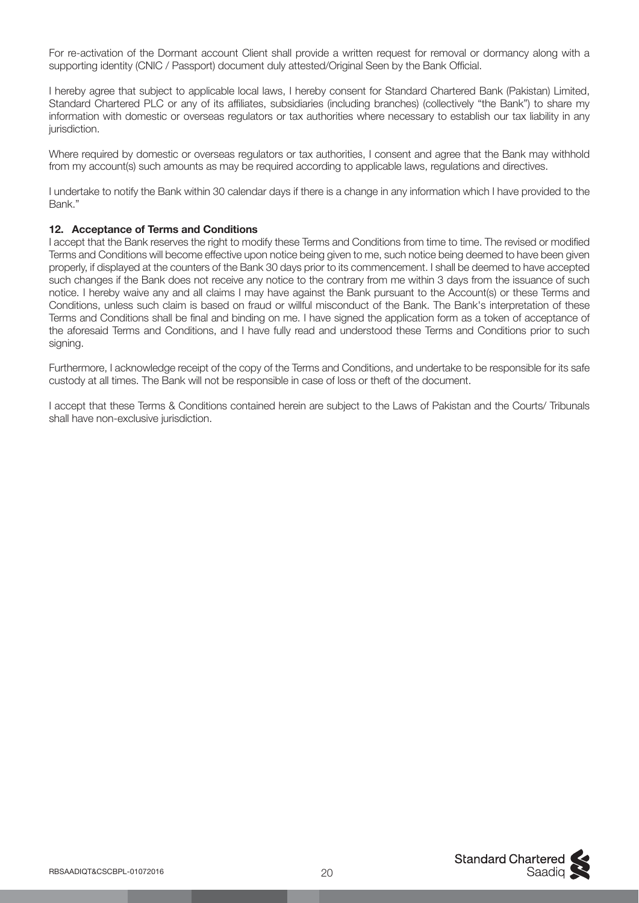For re-activation of the Dormant account Client shall provide a written request for removal or dormancy along with a supporting identity (CNIC / Passport) document duly attested/Original Seen by the Bank Official.

I hereby agree that subject to applicable local laws, I hereby consent for Standard Chartered Bank (Pakistan) Limited, Standard Chartered PLC or any of its affiliates, subsidiaries (including branches) (collectively "the Bank") to share my information with domestic or overseas regulators or tax authorities where necessary to establish our tax liability in any jurisdiction.

Where required by domestic or overseas regulators or tax authorities, I consent and agree that the Bank may withhold from my account(s) such amounts as may be required according to applicable laws, regulations and directives.

I undertake to notify the Bank within 30 calendar days if there is a change in any information which I have provided to the Bank."

**12. Acceptance of Terms and Conditions**

I accept that the Bank reserves the right to modify these Terms and Conditions from time to time. The revised or modified Terms and Conditions will become effective upon notice being given to me, such notice being deemed to have been given properly, if displayed at the counters of the Bank 30 days prior to its commencement. I shall be deemed to have accepted such changes if the Bank does not receive any notice to the contrary from me within 3 days from the issuance of such notice. I hereby waive any and all claims I may have against the Bank pursuant to the Account(s) or these Terms and Conditions, unless such claim is based on fraud or willful misconduct of the Bank. The Bank's interpretation of these Terms and Conditions shall be final and binding on me. I have signed the application form as a token of acceptance of the aforesaid Terms and Conditions, and I have fully read and understood these Terms and Conditions prior to such signing.

Furthermore, I acknowledge receipt of the copy of the Terms and Conditions, and undertake to be responsible for its safe custody at all times. The Bank will not be responsible in case of loss or theft of the document.

I accept that these Terms & Conditions contained herein are subject to the Laws of Pakistan and the Courts/ Tribunals shall have non-exclusive jurisdiction.